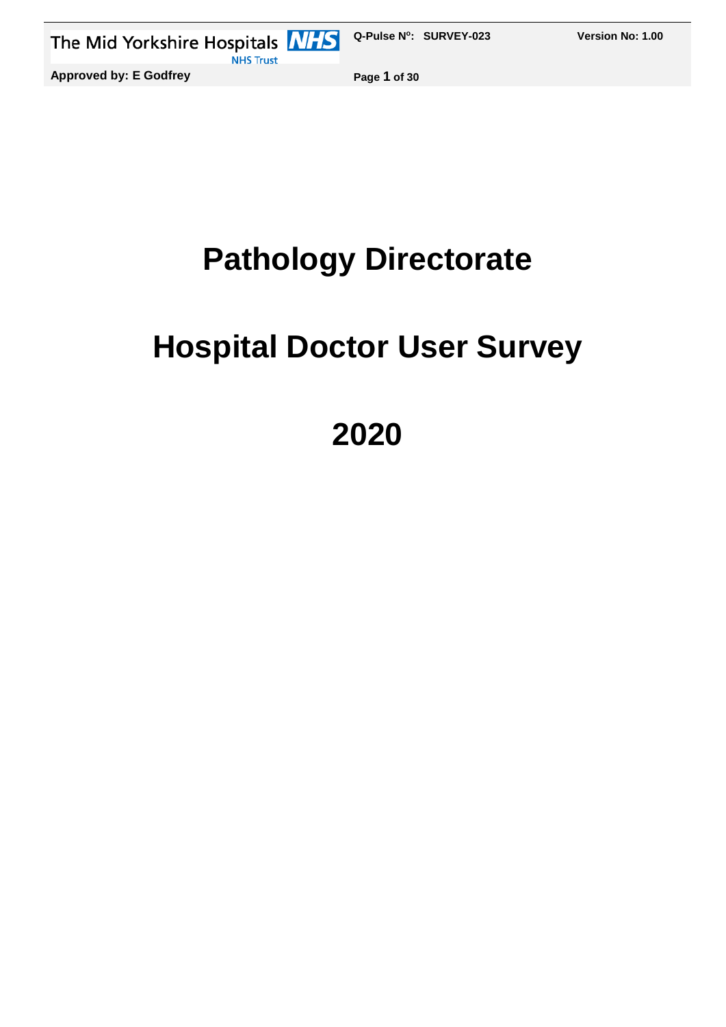# Pathology Directorate

# Hospital Doctor User Survey

# 2020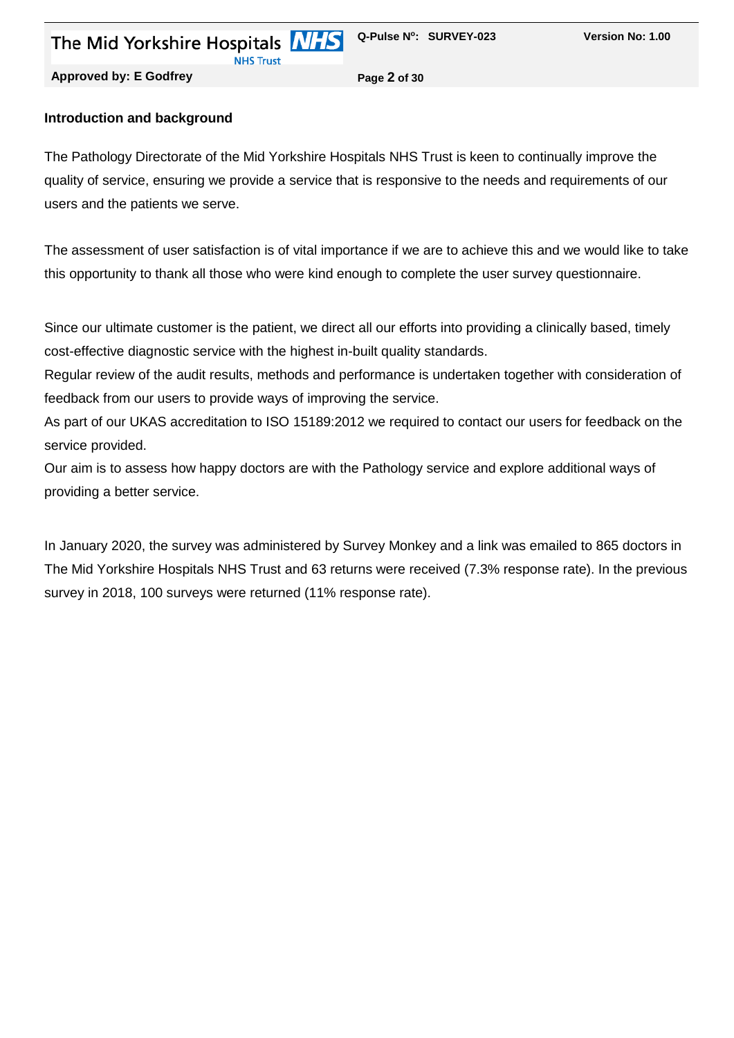## Introduction and background

The Pathology Directorate of the Mid Yorkshire Hospitals NHS Trust is keen to continually improve the quality of service, ensuring we provide a service that is responsive to the needs and requirements of our users and the patients we serve.

The assessment of user satisfaction is of vital importance if we are to achieve this and we would like to take this opportunity to thank all those who were kind enough to complete the user survey questionnaire.

Since our ultimate customer is the patient, we direct all our efforts into providing a clinically based, timely cost-effective diagnostic service with the highest in-built quality standards.
Regular review of the audit results, methods and performance is undertaken together with consideration of feedback from our users to provide ways of improving the service.
As part of our UKAS accreditation to ISO 15189:2012 we required to contact our users for feedback on the service provided.
Our aim is to assess how happy doctors are with the Pathology service and explore additional ways of providing a better service.

In January 2020, the survey was administered by Survey Monkey and a link was emailed to 865 doctors in The Mid Yorkshire Hospitals NHS Trust and 63 returns were received (7.3% response rate). In the previous survey in 2018, 100 surveys were returned (11% response rate).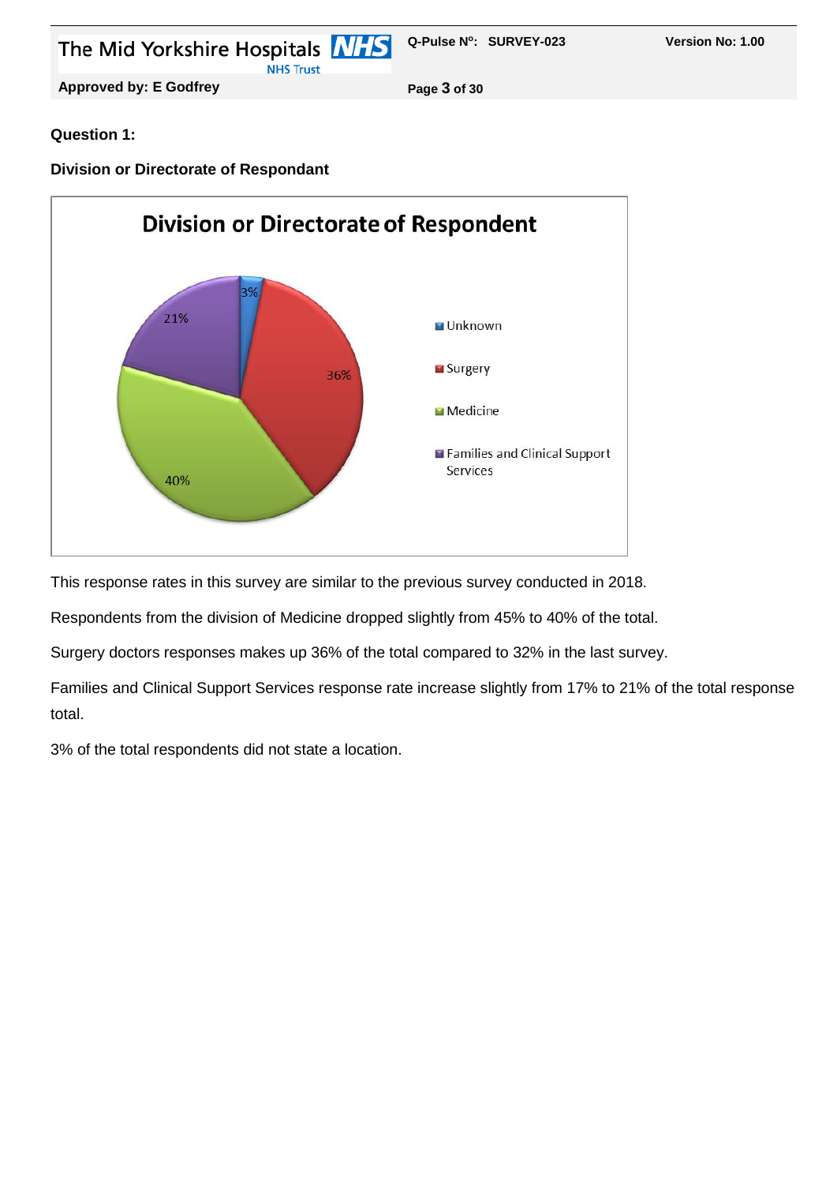**Question 1:**

**Division or Directorate of Respondant**

This response rates in this survey are similar to the previous survey conducted in 2018.

Respondents from the division of Medicine dropped slightly from 45% to 40% of the total.

Surgery doctors responses makes up 36% of the total compared to 32% in the last survey.

Families and Clinical Support Services response rate increase slightly from 17% to 21% of the total response total.

3% of the total respondents did not state a location.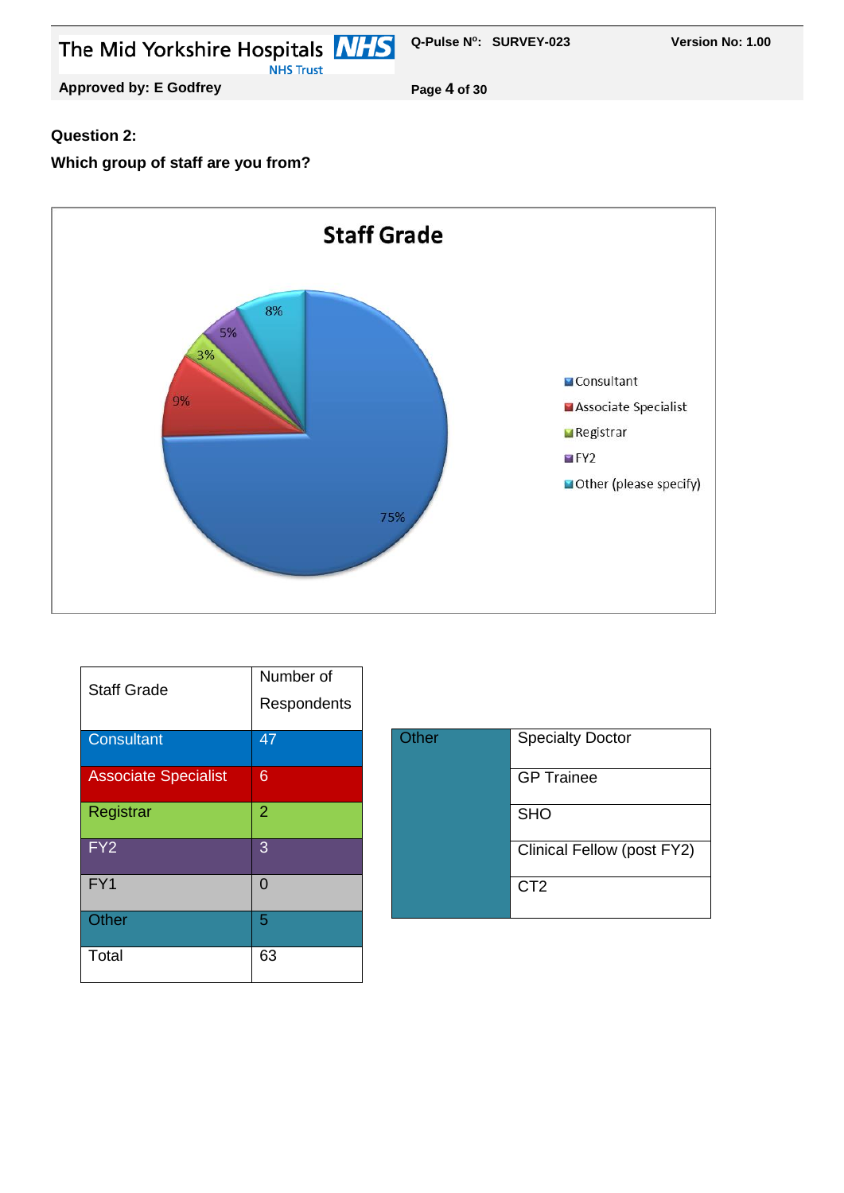**Question 2:**

**Which group of staff are you from?**

| Staff Grade | Number of Respondents |
|---|---|
| Consultant | 47 |
| Associate Specialist | 6 |
| Registrar | 2 |
| FY2 | 3 |
| FY1 | 0 |
| Other | 5 |
| Total | 63 |

| Other | |
|---|---|
| | Specialty Doctor |
| | GP Trainee |
| | SHO |
| | Clinical Fellow (post FY2) |
| | CT2 |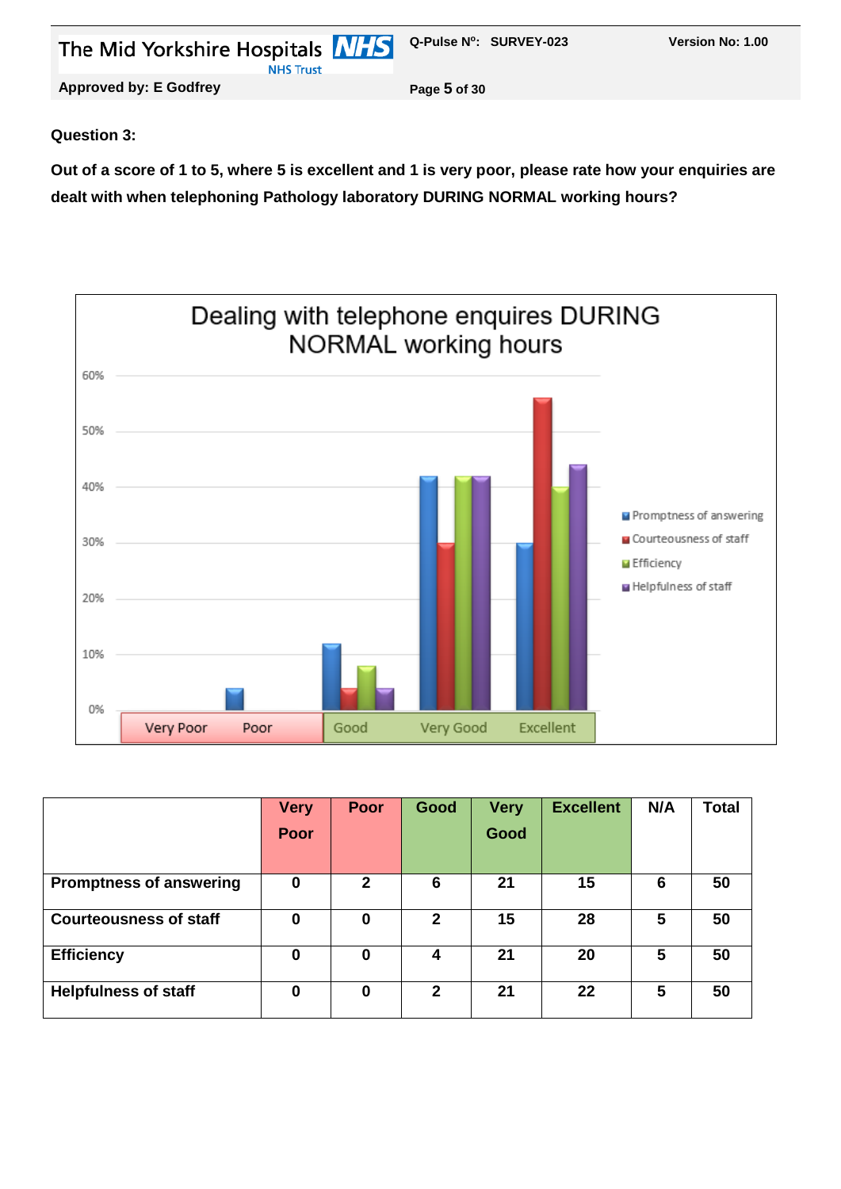**Question 3:**

**Out of a score of 1 to 5, where 5 is excellent and 1 is very poor, please rate how your enquiries are dealt with when telephoning Pathology laboratory DURING NORMAL working hours?**

| | Very Poor | Poor | Good | Very Good | Excellent | N/A | Total |
|---|---|---|---|---|---|---|---|
| **Promptness of answering** | 0 | 2 | 6 | 21 | 15 | 6 | 50 |
| **Courteousness of staff** | 0 | 0 | 2 | 15 | 28 | 5 | 50 |
| **Efficiency** | 0 | 0 | 4 | 21 | 20 | 5 | 50 |
| **Helpfulness of staff** | 0 | 0 | 2 | 21 | 22 | 5 | 50 |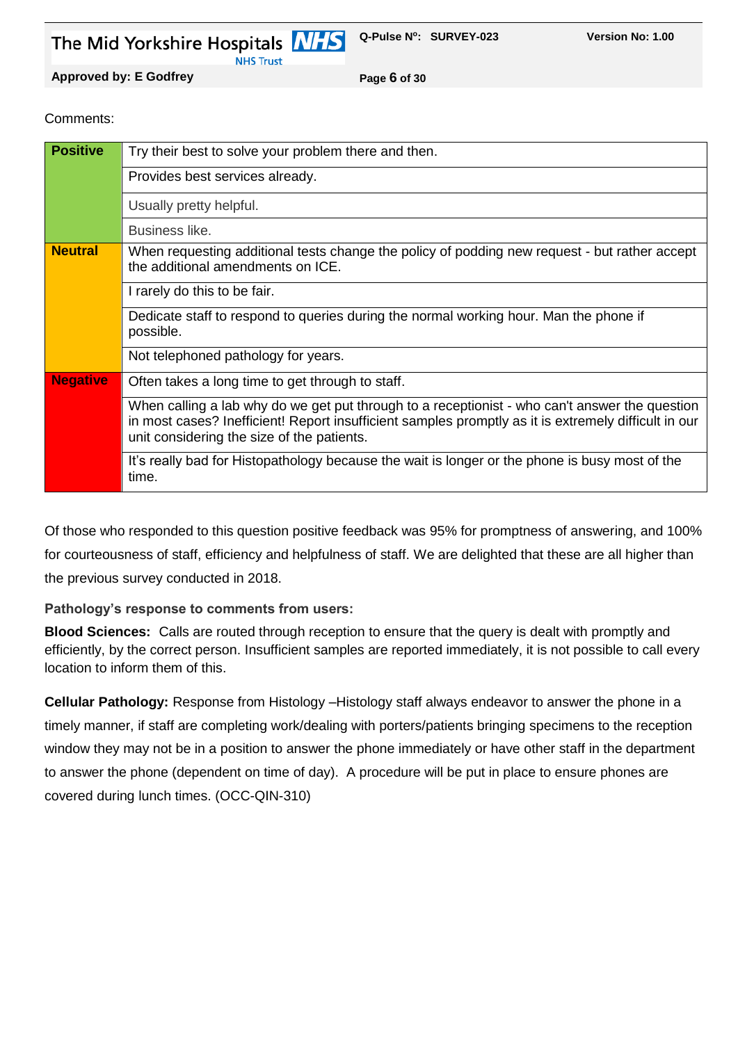Comments:

| | |
|---|---|
| **Positive** | Try their best to solve your problem there and then. |
| | Provides best services already. |
| | Usually pretty helpful. |
| | Business like. |
| **Neutral** | When requesting additional tests change the policy of podding new request - but rather accept the additional amendments on ICE. |
| | I rarely do this to be fair. |
| | Dedicate staff to respond to queries during the normal working hour. Man the phone if possible. |
| | Not telephoned pathology for years. |
| **Negative** | Often takes a long time to get through to staff. |
| | When calling a lab why do we get put through to a receptionist - who can't answer the question in most cases? Inefficient! Report insufficient samples promptly as it is extremely difficult in our unit considering the size of the patients. |
| | It's really bad for Histopathology because the wait is longer or the phone is busy most of the time. |

Of those who responded to this question positive feedback was 95% for promptness of answering, and 100% for courteousness of staff, efficiency and helpfulness of staff. We are delighted that these are all higher than the previous survey conducted in 2018.

**Pathology's response to comments from users:**

**Blood Sciences:** Calls are routed through reception to ensure that the query is dealt with promptly and efficiently, by the correct person. Insufficient samples are reported immediately, it is not possible to call every location to inform them of this.

**Cellular Pathology:** Response from Histology –Histology staff always endeavor to answer the phone in a timely manner, if staff are completing work/dealing with porters/patients bringing specimens to the reception window they may not be in a position to answer the phone immediately or have other staff in the department to answer the phone (dependent on time of day). A procedure will be put in place to ensure phones are covered during lunch times. (OCC-QIN-310)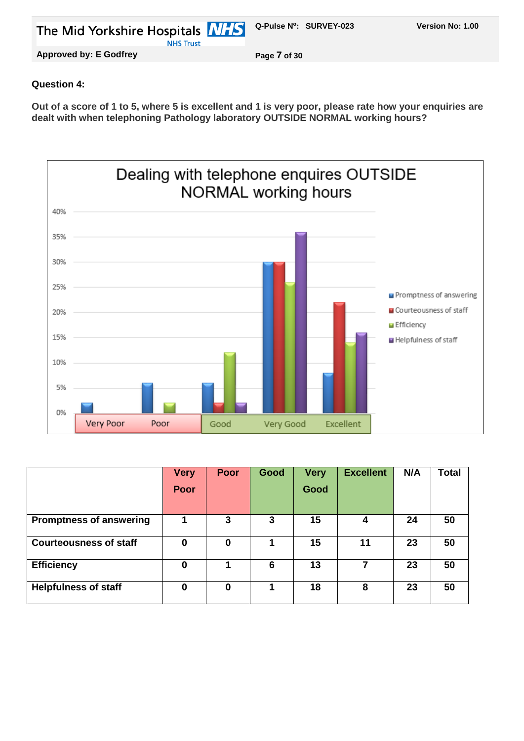**Question 4:**

**Out of a score of 1 to 5, where 5 is excellent and 1 is very poor, please rate how your enquiries are dealt with when telephoning Pathology laboratory OUTSIDE NORMAL working hours?**

| | Very Poor | Poor | Good | Very Good | Excellent | N/A | Total |
|---|---|---|---|---|---|---|---|
| **Promptness of answering** | 1 | 3 | 3 | 15 | 4 | 24 | 50 |
| **Courteousness of staff** | 0 | 0 | 1 | 15 | 11 | 23 | 50 |
| **Efficiency** | 0 | 1 | 6 | 13 | 7 | 23 | 50 |
| **Helpfulness of staff** | 0 | 0 | 1 | 18 | 8 | 23 | 50 |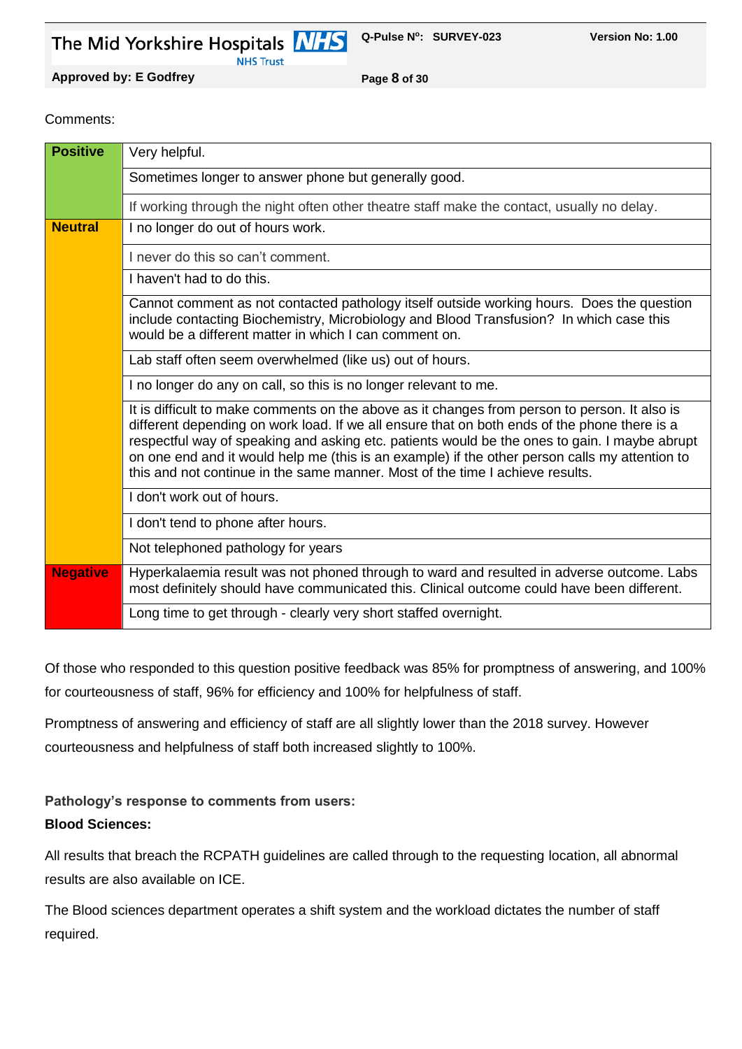Comments:

| | |
|---|---|
| **Positive** | Very helpful. |
| | Sometimes longer to answer phone but generally good. |
| | If working through the night often other theatre staff make the contact, usually no delay. |
| **Neutral** | I no longer do out of hours work. |
| | I never do this so can't comment. |
| | I haven't had to do this. |
| | Cannot comment as not contacted pathology itself outside working hours. Does the question include contacting Biochemistry, Microbiology and Blood Transfusion? In which case this would be a different matter in which I can comment on. |
| | Lab staff often seem overwhelmed (like us) out of hours. |
| | I no longer do any on call, so this is no longer relevant to me. |
| | It is difficult to make comments on the above as it changes from person to person. It also is different depending on work load. If we all ensure that on both ends of the phone there is a respectful way of speaking and asking etc. patients would be the ones to gain. I maybe abrupt on one end and it would help me (this is an example) if the other person calls my attention to this and not continue in the same manner. Most of the time I achieve results. |
| | I don't work out of hours. |
| | I don't tend to phone after hours. |
| | Not telephoned pathology for years |
| **Negative** | Hyperkalaemia result was not phoned through to ward and resulted in adverse outcome. Labs most definitely should have communicated this. Clinical outcome could have been different. |
| | Long time to get through - clearly very short staffed overnight. |

Of those who responded to this question positive feedback was 85% for promptness of answering, and 100% for courteousness of staff, 96% for efficiency and 100% for helpfulness of staff.

Promptness of answering and efficiency of staff are all slightly lower than the 2018 survey. However courteousness and helpfulness of staff both increased slightly to 100%.

**Pathology's response to comments from users:**

**Blood Sciences:**

All results that breach the RCPATH guidelines are called through to the requesting location, all abnormal results are also available on ICE.

The Blood sciences department operates a shift system and the workload dictates the number of staff required.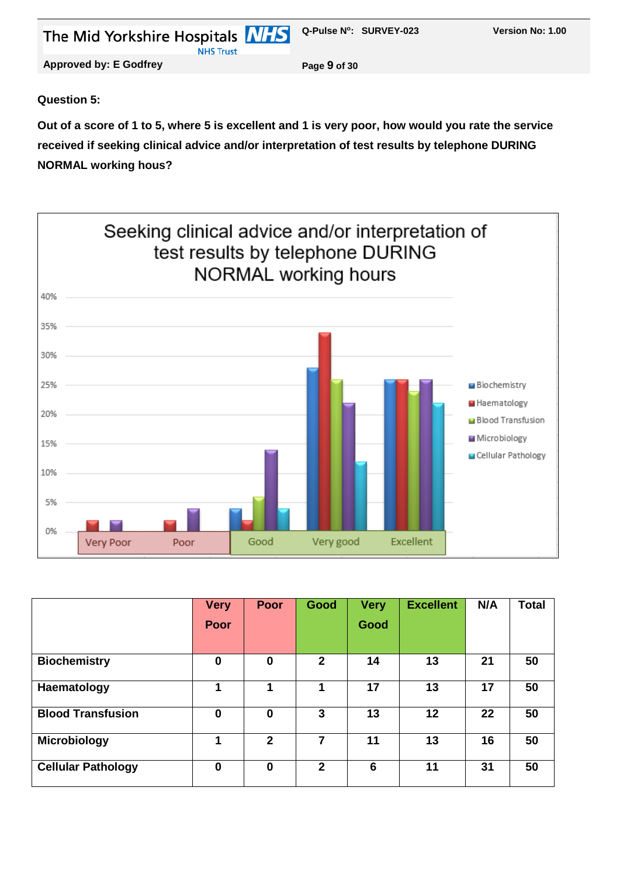**Question 5:**

**Out of a score of 1 to 5, where 5 is excellent and 1 is very poor, how would you rate the service received if seeking clinical advice and/or interpretation of test results by telephone DURING NORMAL working hous?**

Seeking clinical advice and/or interpretation of test results by telephone DURING NORMAL working hours

| | Very Poor | Poor | Good | Very Good | Excellent | N/A | Total |
|---|---|---|---|---|---|---|---|
| **Biochemistry** | 0 | 0 | 2 | 14 | 13 | 21 | 50 |
| **Haematology** | 1 | 1 | 1 | 17 | 13 | 17 | 50 |
| **Blood Transfusion** | 0 | 0 | 3 | 13 | 12 | 22 | 50 |
| **Microbiology** | 1 | 2 | 7 | 11 | 13 | 16 | 50 |
| **Cellular Pathology** | 0 | 0 | 2 | 6 | 11 | 31 | 50 |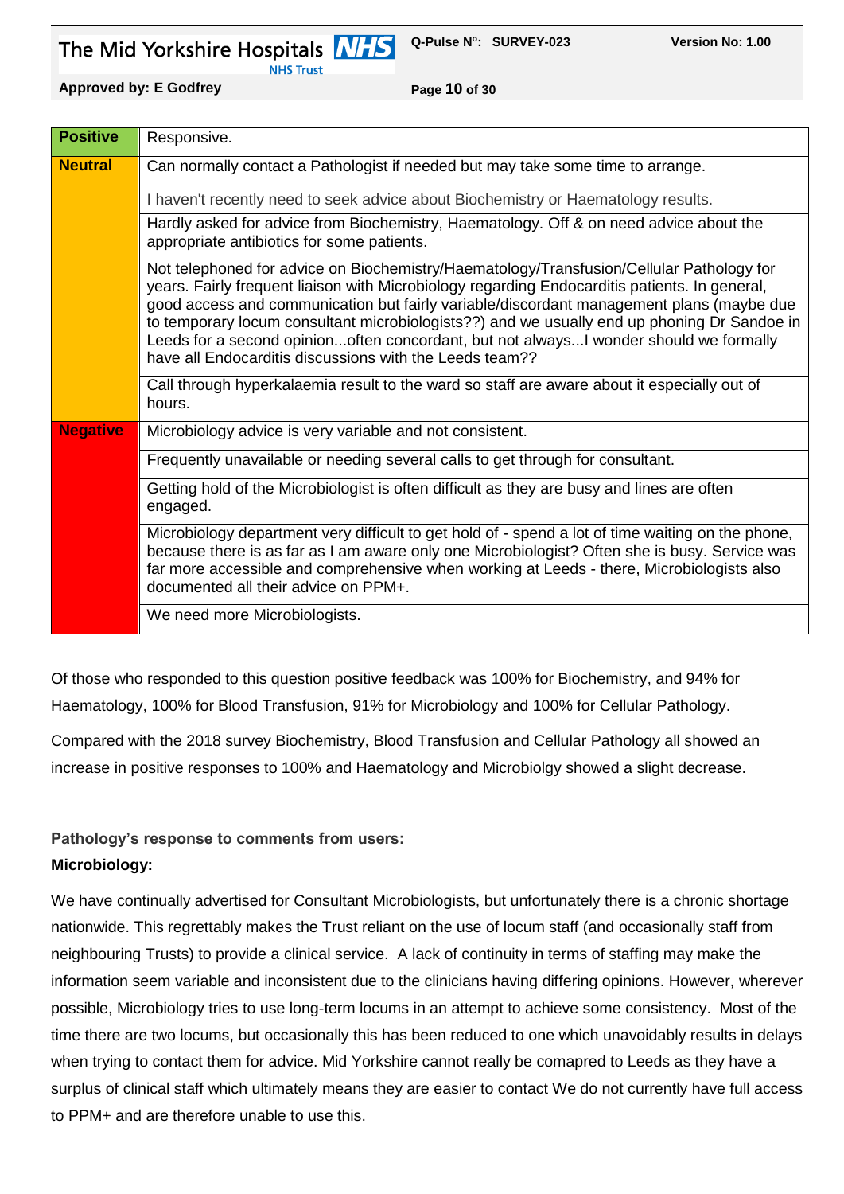| | |
|---|---|
| **Positive** | Responsive. |
| **Neutral** | Can normally contact a Pathologist if needed but may take some time to arrange. |
| | I haven't recently need to seek advice about Biochemistry or Haematology results. |
| | Hardly asked for advice from Biochemistry, Haematology. Off & on need advice about the appropriate antibiotics for some patients. |
| | Not telephoned for advice on Biochemistry/Haematology/Transfusion/Cellular Pathology for years. Fairly frequent liaison with Microbiology regarding Endocarditis patients. In general, good access and communication but fairly variable/discordant management plans (maybe due to temporary locum consultant microbiologists??) and we usually end up phoning Dr Sandoe in Leeds for a second opinion...often concordant, but not always...I wonder should we formally have all Endocarditis discussions with the Leeds team?? |
| | Call through hyperkalaemia result to the ward so staff are aware about it especially out of hours. |
| **Negative** | Microbiology advice is very variable and not consistent. |
| | Frequently unavailable or needing several calls to get through for consultant. |
| | Getting hold of the Microbiologist is often difficult as they are busy and lines are often engaged. |
| | Microbiology department very difficult to get hold of - spend a lot of time waiting on the phone, because there is as far as I am aware only one Microbiologist? Often she is busy. Service was far more accessible and comprehensive when working at Leeds - there, Microbiologists also documented all their advice on PPM+. |
| | We need more Microbiologists. |

Of those who responded to this question positive feedback was 100% for Biochemistry, and 94% for Haematology, 100% for Blood Transfusion, 91% for Microbiology and 100% for Cellular Pathology.

Compared with the 2018 survey Biochemistry, Blood Transfusion and Cellular Pathology all showed an increase in positive responses to 100% and Haematology and Microbiolgy showed a slight decrease.

**Pathology's response to comments from users:**

**Microbiology:**

We have continually advertised for Consultant Microbiologists, but unfortunately there is a chronic shortage nationwide. This regrettably makes the Trust reliant on the use of locum staff (and occasionally staff from neighbouring Trusts) to provide a clinical service. A lack of continuity in terms of staffing may make the information seem variable and inconsistent due to the clinicians having differing opinions. However, wherever possible, Microbiology tries to use long-term locums in an attempt to achieve some consistency. Most of the time there are two locums, but occasionally this has been reduced to one which unavoidably results in delays when trying to contact them for advice. Mid Yorkshire cannot really be comapred to Leeds as they have a surplus of clinical staff which ultimately means they are easier to contact We do not currently have full access to PPM+ and are therefore unable to use this.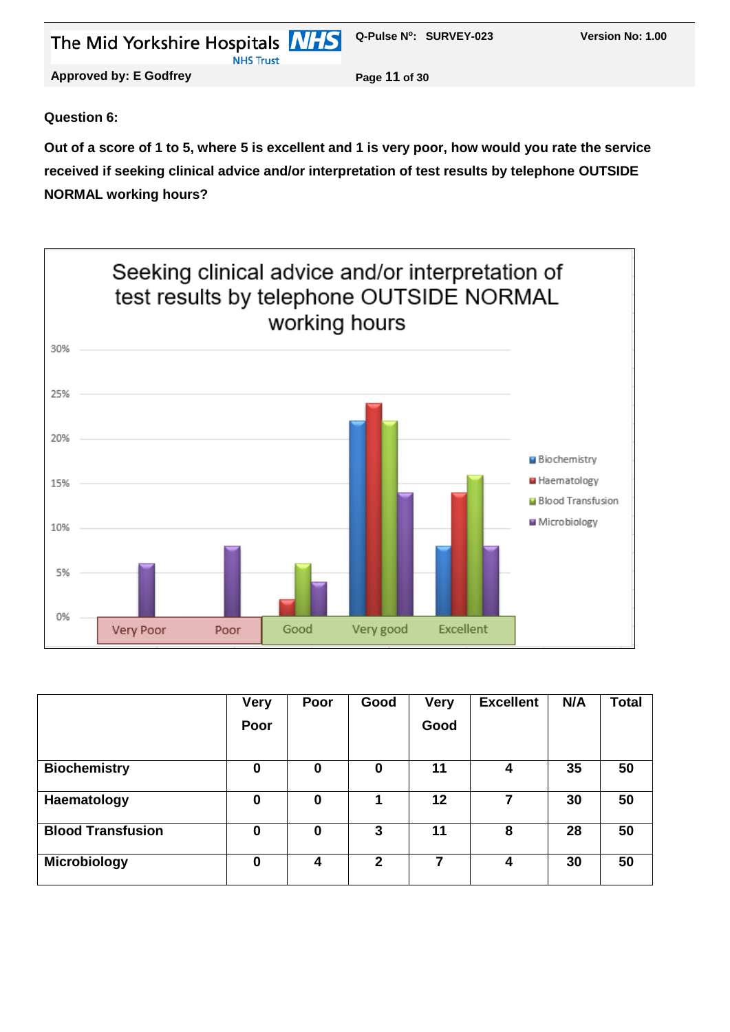**Question 6:**

**Out of a score of 1 to 5, where 5 is excellent and 1 is very poor, how would you rate the service received if seeking clinical advice and/or interpretation of test results by telephone OUTSIDE NORMAL working hours?**

|  | Very Poor | Poor | Good | Very Good | Excellent | N/A | Total |
|---|---|---|---|---|---|---|---|
| **Biochemistry** | 0 | 0 | 0 | 11 | 4 | 35 | 50 |
| **Haematology** | 0 | 0 | 1 | 12 | 7 | 30 | 50 |
| **Blood Transfusion** | 0 | 0 | 3 | 11 | 8 | 28 | 50 |
| **Microbiology** | 0 | 4 | 2 | 7 | 4 | 30 | 50 |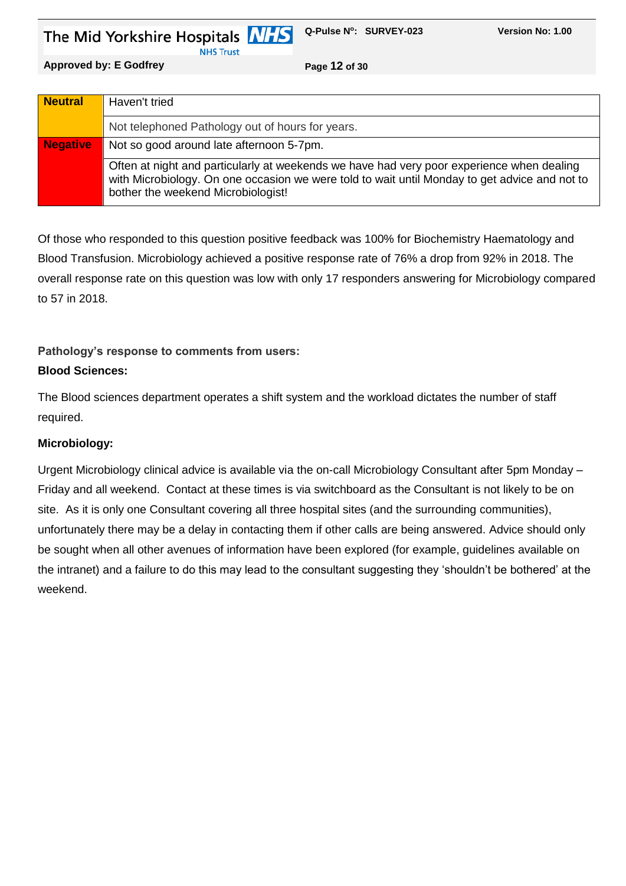| | |
|---|---|
| **Neutral** | Haven't tried |
| | Not telephoned Pathology out of hours for years. |
| **Negative** | Not so good around late afternoon 5-7pm. |
| | Often at night and particularly at weekends we have had very poor experience when dealing with Microbiology. On one occasion we were told to wait until Monday to get advice and not to bother the weekend Microbiologist! |

Of those who responded to this question positive feedback was 100% for Biochemistry Haematology and Blood Transfusion. Microbiology achieved a positive response rate of 76% a drop from 92% in 2018. The overall response rate on this question was low with only 17 responders answering for Microbiology compared to 57 in 2018.

**Pathology's response to comments from users:**

**Blood Sciences:**

The Blood sciences department operates a shift system and the workload dictates the number of staff required.

**Microbiology:**

Urgent Microbiology clinical advice is available via the on-call Microbiology Consultant after 5pm Monday – Friday and all weekend. Contact at these times is via switchboard as the Consultant is not likely to be on site. As it is only one Consultant covering all three hospital sites (and the surrounding communities), unfortunately there may be a delay in contacting them if other calls are being answered. Advice should only be sought when all other avenues of information have been explored (for example, guidelines available on the intranet) and a failure to do this may lead to the consultant suggesting they 'shouldn't be bothered' at the weekend.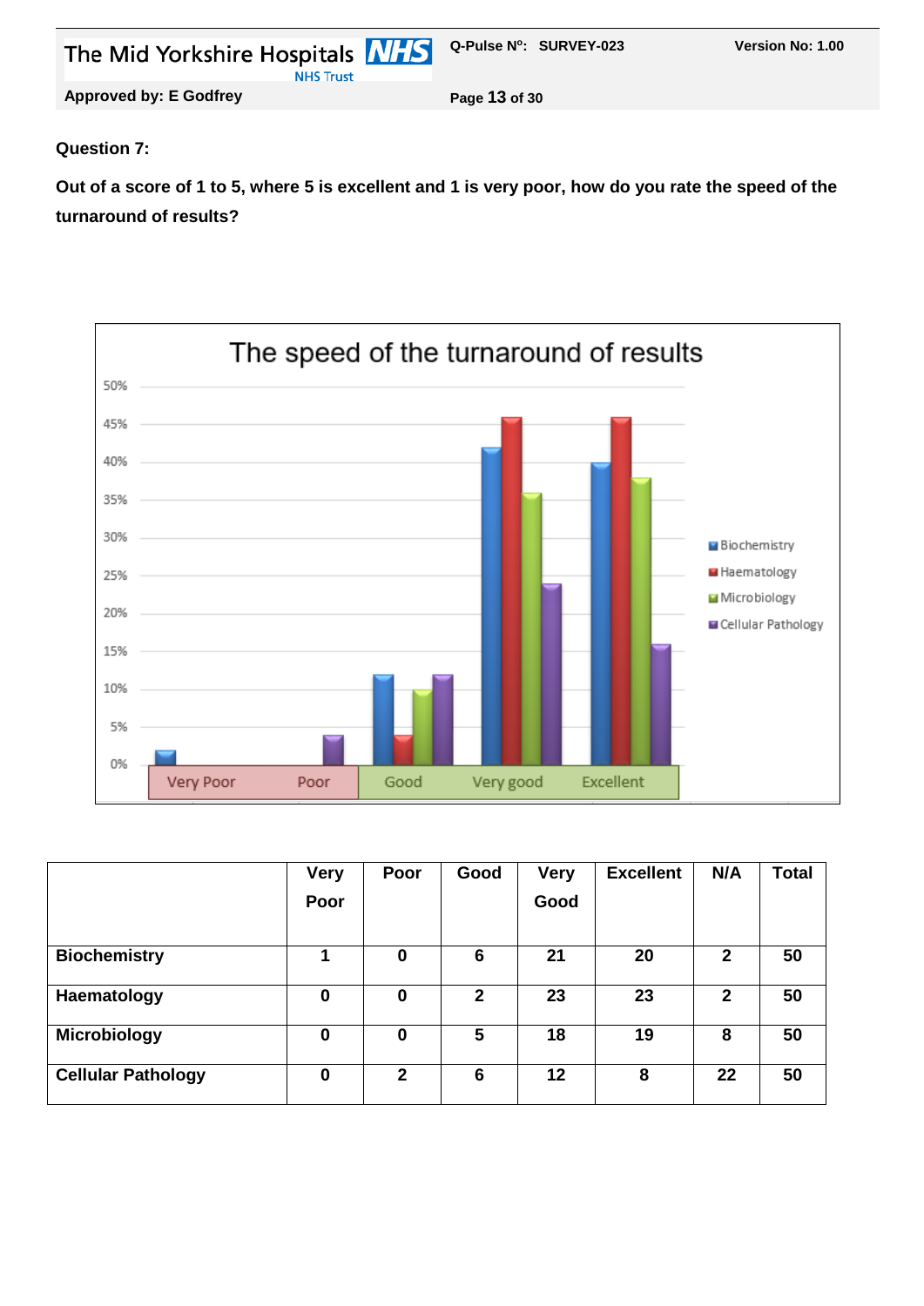**Question 7:**

**Out of a score of 1 to 5, where 5 is excellent and 1 is very poor, how do you rate the speed of the turnaround of results?**

|  | Very Poor | Poor | Good | Very Good | Excellent | N/A | Total |
|---|---|---|---|---|---|---|---|
| **Biochemistry** | 1 | 0 | 6 | 21 | 20 | 2 | 50 |
| **Haematology** | 0 | 0 | 2 | 23 | 23 | 2 | 50 |
| **Microbiology** | 0 | 0 | 5 | 18 | 19 | 8 | 50 |
| **Cellular Pathology** | 0 | 2 | 6 | 12 | 8 | 22 | 50 |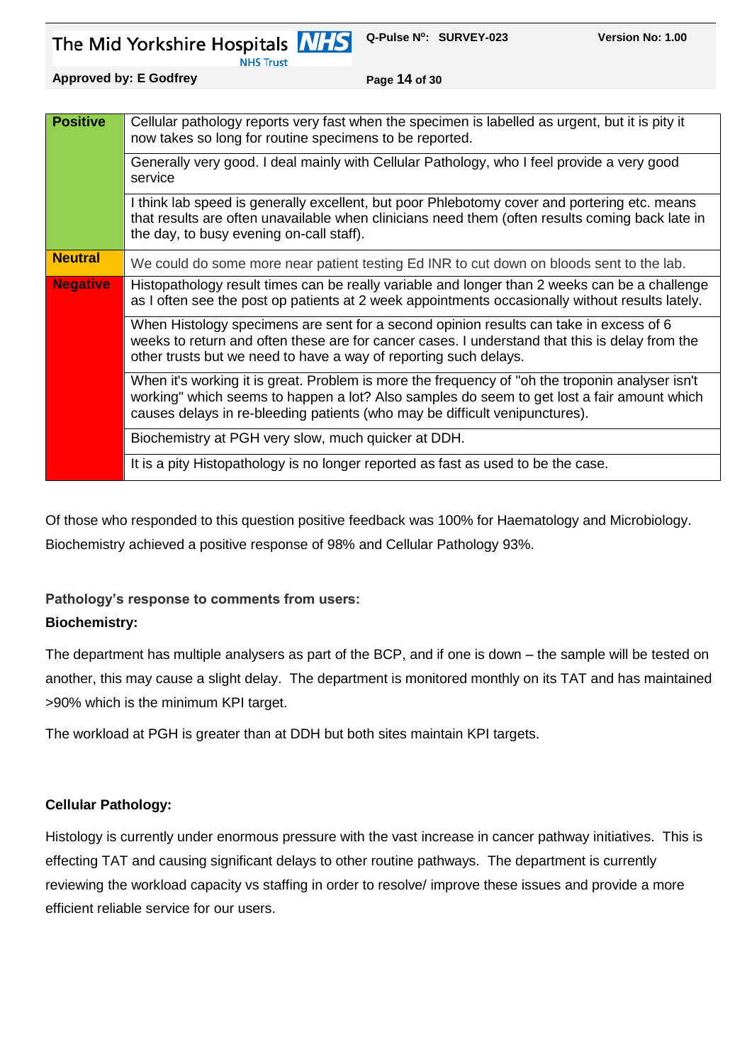| | |
|---|---|
| **Positive** | Cellular pathology reports very fast when the specimen is labelled as urgent, but it is pity it now takes so long for routine specimens to be reported. |
| | Generally very good. I deal mainly with Cellular Pathology, who I feel provide a very good service |
| | I think lab speed is generally excellent, but poor Phlebotomy cover and portering etc. means that results are often unavailable when clinicians need them (often results coming back late in the day, to busy evening on-call staff). |
| **Neutral** | We could do some more near patient testing Ed INR to cut down on bloods sent to the lab. |
| **Negative** | Histopathology result times can be really variable and longer than 2 weeks can be a challenge as I often see the post op patients at 2 week appointments occasionally without results lately. |
| | When Histology specimens are sent for a second opinion results can take in excess of 6 weeks to return and often these are for cancer cases. I understand that this is delay from the other trusts but we need to have a way of reporting such delays. |
| | When it's working it is great. Problem is more the frequency of "oh the troponin analyser isn't working" which seems to happen a lot? Also samples do seem to get lost a fair amount which causes delays in re-bleeding patients (who may be difficult venipunctures). |
| | Biochemistry at PGH very slow, much quicker at DDH. |
| | It is a pity Histopathology is no longer reported as fast as used to be the case. |

Of those who responded to this question positive feedback was 100% for Haematology and Microbiology. Biochemistry achieved a positive response of 98% and Cellular Pathology 93%.

**Pathology's response to comments from users:**

**Biochemistry:**

The department has multiple analysers as part of the BCP, and if one is down – the sample will be tested on another, this may cause a slight delay. The department is monitored monthly on its TAT and has maintained >90% which is the minimum KPI target.

The workload at PGH is greater than at DDH but both sites maintain KPI targets.

**Cellular Pathology:**

Histology is currently under enormous pressure with the vast increase in cancer pathway initiatives. This is effecting TAT and causing significant delays to other routine pathways. The department is currently reviewing the workload capacity vs staffing in order to resolve/ improve these issues and provide a more efficient reliable service for our users.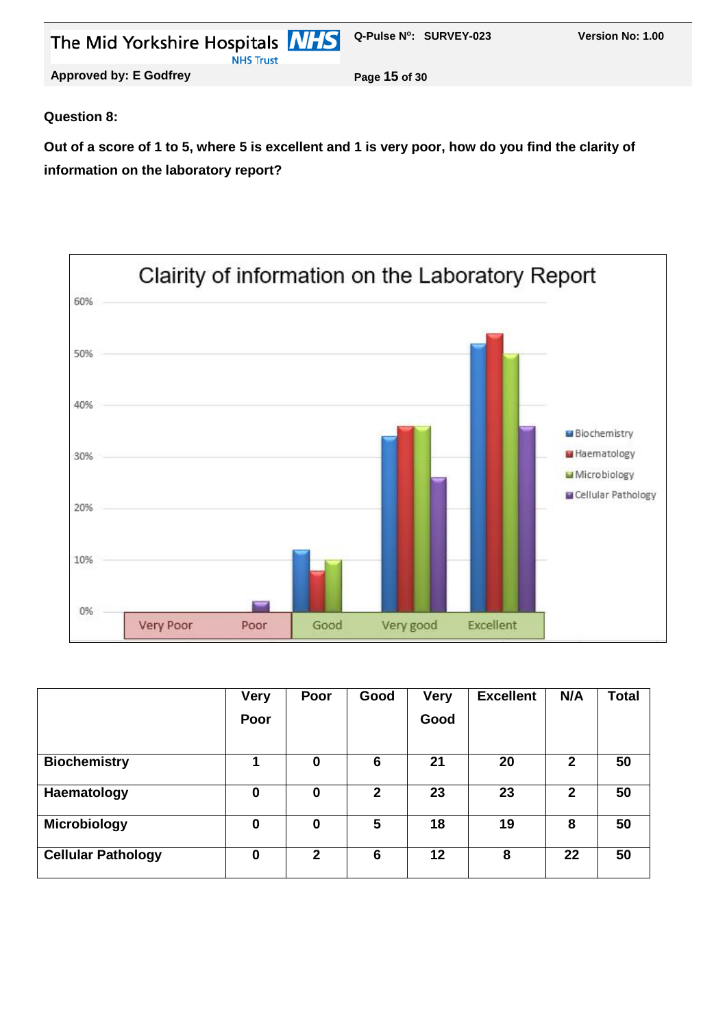**Question 8:**

**Out of a score of 1 to 5, where 5 is excellent and 1 is very poor, how do you find the clarity of information on the laboratory report?**

| | Very Poor | Poor | Good | Very Good | Excellent | N/A | Total |
|---|---|---|---|---|---|---|---|
| **Biochemistry** | 1 | 0 | 6 | 21 | 20 | 2 | 50 |
| **Haematology** | 0 | 0 | 2 | 23 | 23 | 2 | 50 |
| **Microbiology** | 0 | 0 | 5 | 18 | 19 | 8 | 50 |
| **Cellular Pathology** | 0 | 2 | 6 | 12 | 8 | 22 | 50 |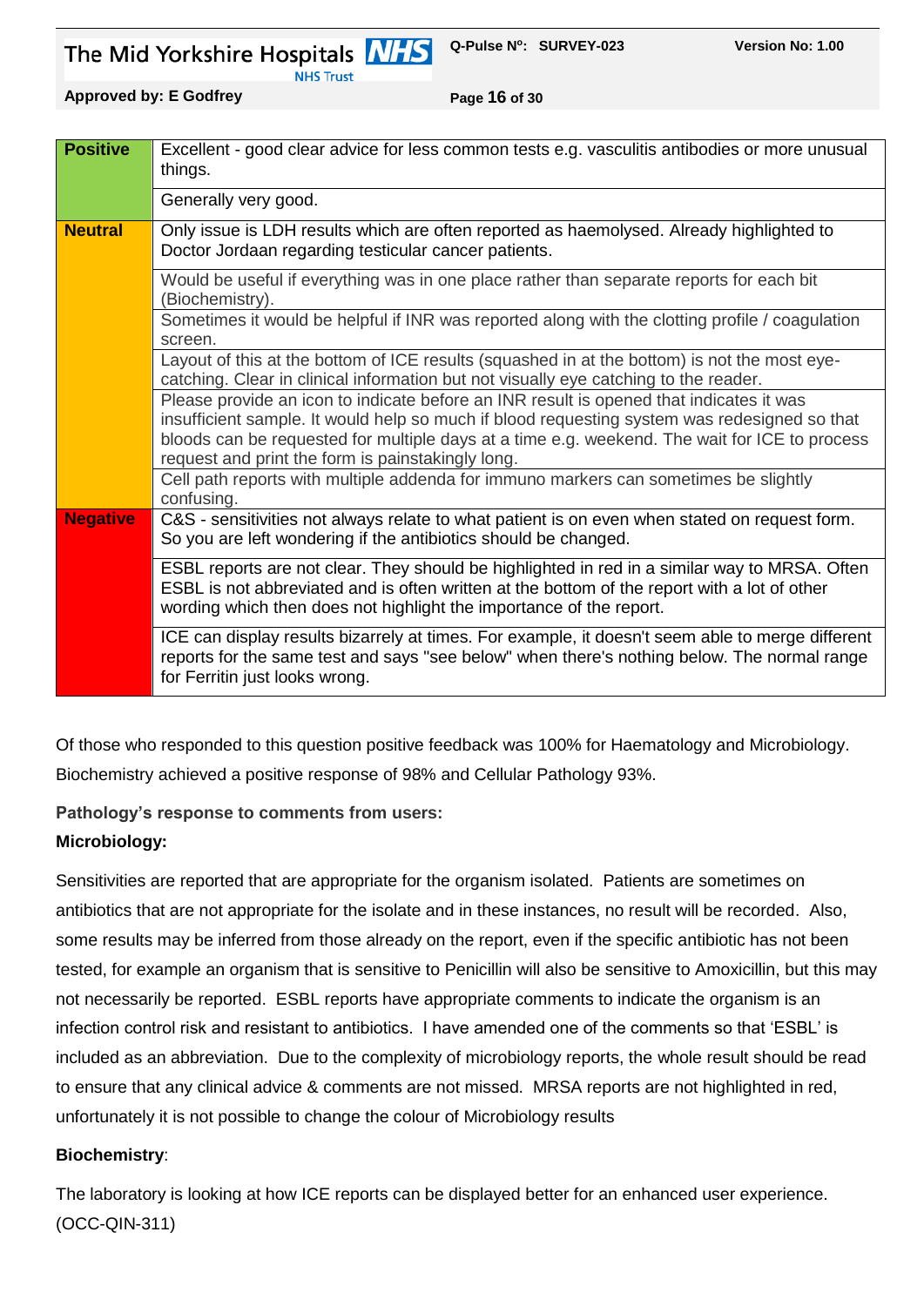| Category | Comment |
| --- | --- |
| **Positive** | Excellent - good clear advice for less common tests e.g. vasculitis antibodies or more unusual things. |
| | Generally very good. |
| **Neutral** | Only issue is LDH results which are often reported as haemolysed. Already highlighted to Doctor Jordaan regarding testicular cancer patients. |
| | Would be useful if everything was in one place rather than separate reports for each bit (Biochemistry). |
| | Sometimes it would be helpful if INR was reported along with the clotting profile / coagulation screen. |
| | Layout of this at the bottom of ICE results (squashed in at the bottom) is not the most eye-catching. Clear in clinical information but not visually eye catching to the reader. |
| | Please provide an icon to indicate before an INR result is opened that indicates it was insufficient sample. It would help so much if blood requesting system was redesigned so that bloods can be requested for multiple days at a time e.g. weekend. The wait for ICE to process request and print the form is painstakingly long. |
| | Cell path reports with multiple addenda for immuno markers can sometimes be slightly confusing. |
| **Negative** | C&S - sensitivities not always relate to what patient is on even when stated on request form. So you are left wondering if the antibiotics should be changed. |
| | ESBL reports are not clear. They should be highlighted in red in a similar way to MRSA. Often ESBL is not abbreviated and is often written at the bottom of the report with a lot of other wording which then does not highlight the importance of the report. |
| | ICE can display results bizarrely at times. For example, it doesn't seem able to merge different reports for the same test and says "see below" when there's nothing below. The normal range for Ferritin just looks wrong. |

Of those who responded to this question positive feedback was 100% for Haematology and Microbiology. Biochemistry achieved a positive response of 98% and Cellular Pathology 93%.

**Pathology's response to comments from users:**

**Microbiology:**

Sensitivities are reported that are appropriate for the organism isolated. Patients are sometimes on antibiotics that are not appropriate for the isolate and in these instances, no result will be recorded. Also, some results may be inferred from those already on the report, even if the specific antibiotic has not been tested, for example an organism that is sensitive to Penicillin will also be sensitive to Amoxicillin, but this may not necessarily be reported. ESBL reports have appropriate comments to indicate the organism is an infection control risk and resistant to antibiotics. I have amended one of the comments so that 'ESBL' is included as an abbreviation. Due to the complexity of microbiology reports, the whole result should be read to ensure that any clinical advice & comments are not missed. MRSA reports are not highlighted in red, unfortunately it is not possible to change the colour of Microbiology results

**Biochemistry**:

The laboratory is looking at how ICE reports can be displayed better for an enhanced user experience. (OCC-QIN-311)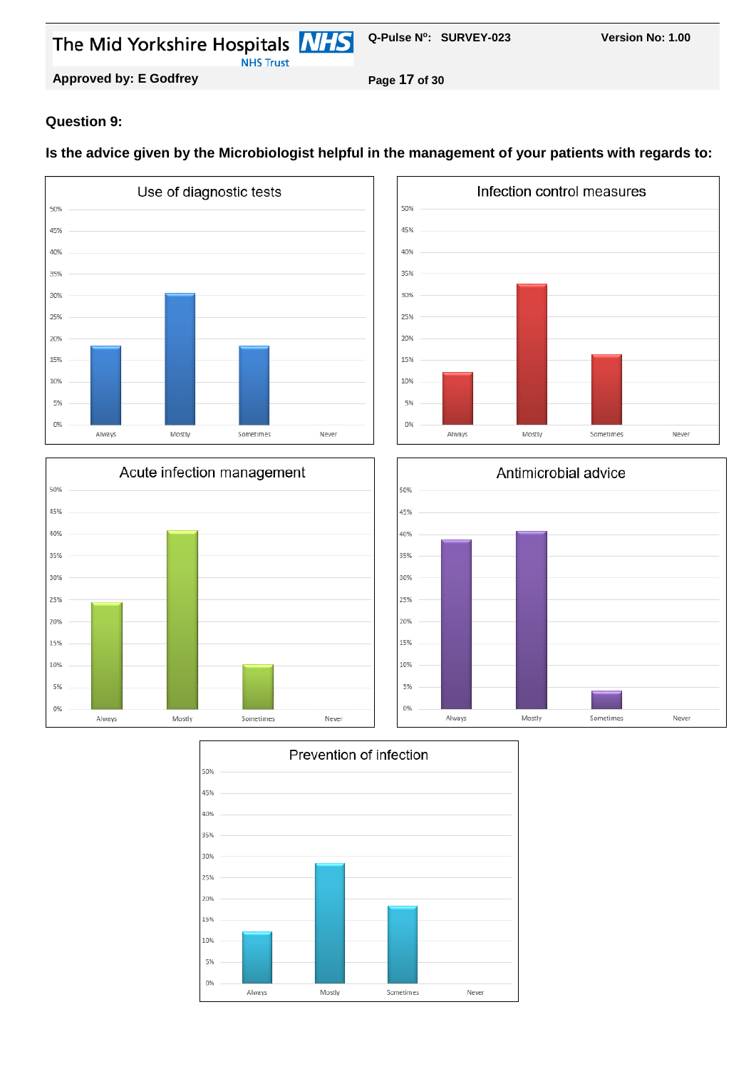**Question 9:**

**Is the advice given by the Microbiologist helpful in the management of your patients with regards to:**

Use of diagnostic tests

Infection control measures

Acute infection management

Antimicrobial advice

Prevention of infection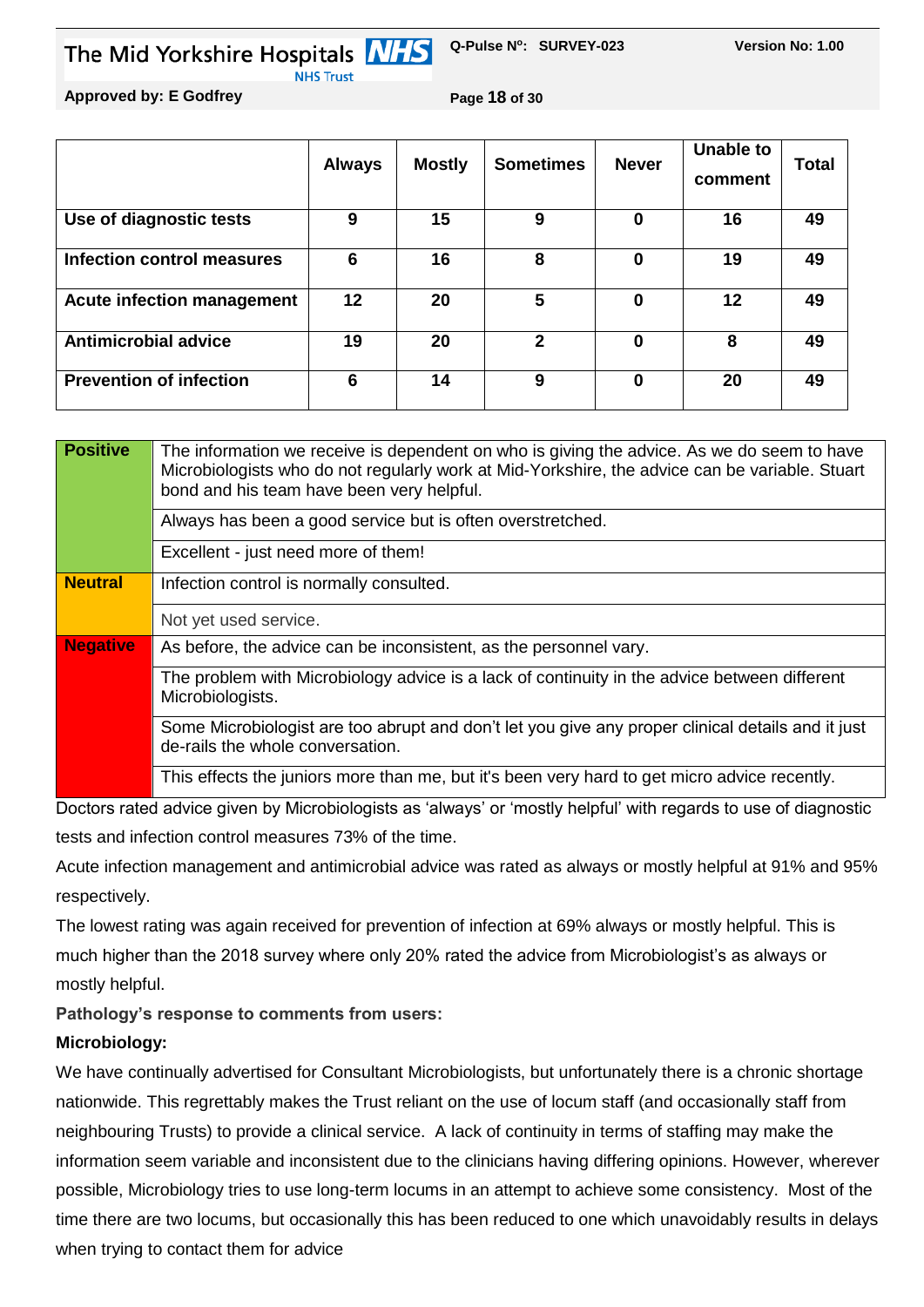| | Always | Mostly | Sometimes | Never | Unable to comment | Total |
|---|---|---|---|---|---|---|
| **Use of diagnostic tests** | **9** | **15** | **9** | **0** | **16** | **49** |
| **Infection control measures** | **6** | **16** | **8** | **0** | **19** | **49** |
| **Acute infection management** | **12** | **20** | **5** | **0** | **12** | **49** |
| **Antimicrobial advice** | **19** | **20** | **2** | **0** | **8** | **49** |
| **Prevention of infection** | **6** | **14** | **9** | **0** | **20** | **49** |

| | |
|---|---|
| **Positive** | The information we receive is dependent on who is giving the advice. As we do seem to have Microbiologists who do not regularly work at Mid-Yorkshire, the advice can be variable. Stuart bond and his team have been very helpful. |
| | Always has been a good service but is often overstretched. |
| | Excellent - just need more of them! |
| **Neutral** | Infection control is normally consulted. |
| | Not yet used service. |
| **Negative** | As before, the advice can be inconsistent, as the personnel vary. |
| | The problem with Microbiology advice is a lack of continuity in the advice between different Microbiologists. |
| | Some Microbiologist are too abrupt and don't let you give any proper clinical details and it just de-rails the whole conversation. |
| | This effects the juniors more than me, but it's been very hard to get micro advice recently. |

Doctors rated advice given by Microbiologists as 'always' or 'mostly helpful' with regards to use of diagnostic tests and infection control measures 73% of the time.

Acute infection management and antimicrobial advice was rated as always or mostly helpful at 91% and 95% respectively.

The lowest rating was again received for prevention of infection at 69% always or mostly helpful. This is much higher than the 2018 survey where only 20% rated the advice from Microbiologist's as always or mostly helpful.

**Pathology's response to comments from users:**

**Microbiology:**

We have continually advertised for Consultant Microbiologists, but unfortunately there is a chronic shortage nationwide. This regrettably makes the Trust reliant on the use of locum staff (and occasionally staff from neighbouring Trusts) to provide a clinical service. A lack of continuity in terms of staffing may make the information seem variable and inconsistent due to the clinicians having differing opinions. However, wherever possible, Microbiology tries to use long-term locums in an attempt to achieve some consistency. Most of the time there are two locums, but occasionally this has been reduced to one which unavoidably results in delays when trying to contact them for advice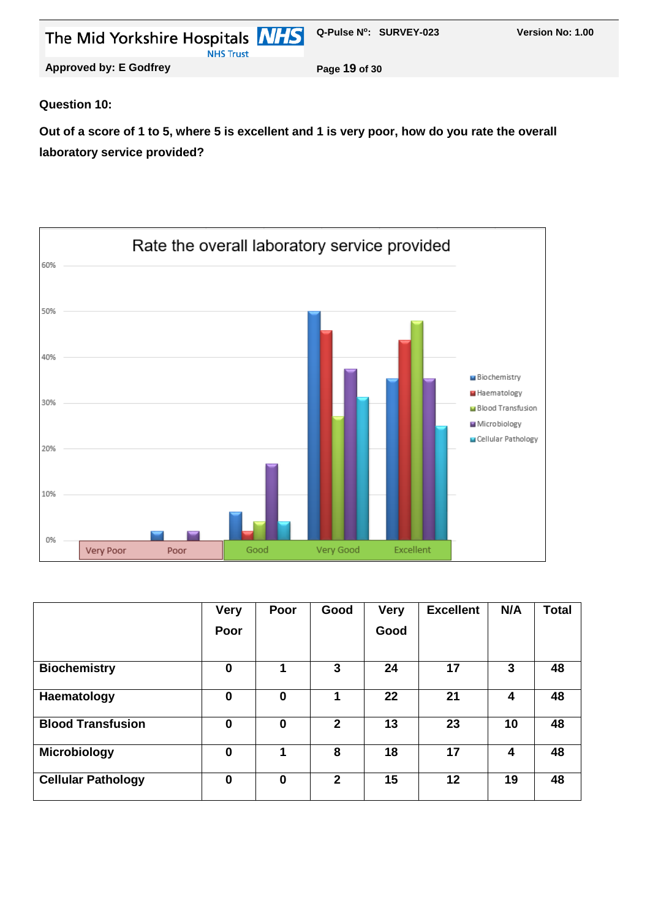**Question 10:**

**Out of a score of 1 to 5, where 5 is excellent and 1 is very poor, how do you rate the overall laboratory service provided?**

| | Very Poor | Poor | Good | Very Good | Excellent | N/A | Total |
|---|---|---|---|---|---|---|---|
| **Biochemistry** | 0 | 1 | 3 | 24 | 17 | 3 | 48 |
| **Haematology** | 0 | 0 | 1 | 22 | 21 | 4 | 48 |
| **Blood Transfusion** | 0 | 0 | 2 | 13 | 23 | 10 | 48 |
| **Microbiology** | 0 | 1 | 8 | 18 | 17 | 4 | 48 |
| **Cellular Pathology** | 0 | 0 | 2 | 15 | 12 | 19 | 48 |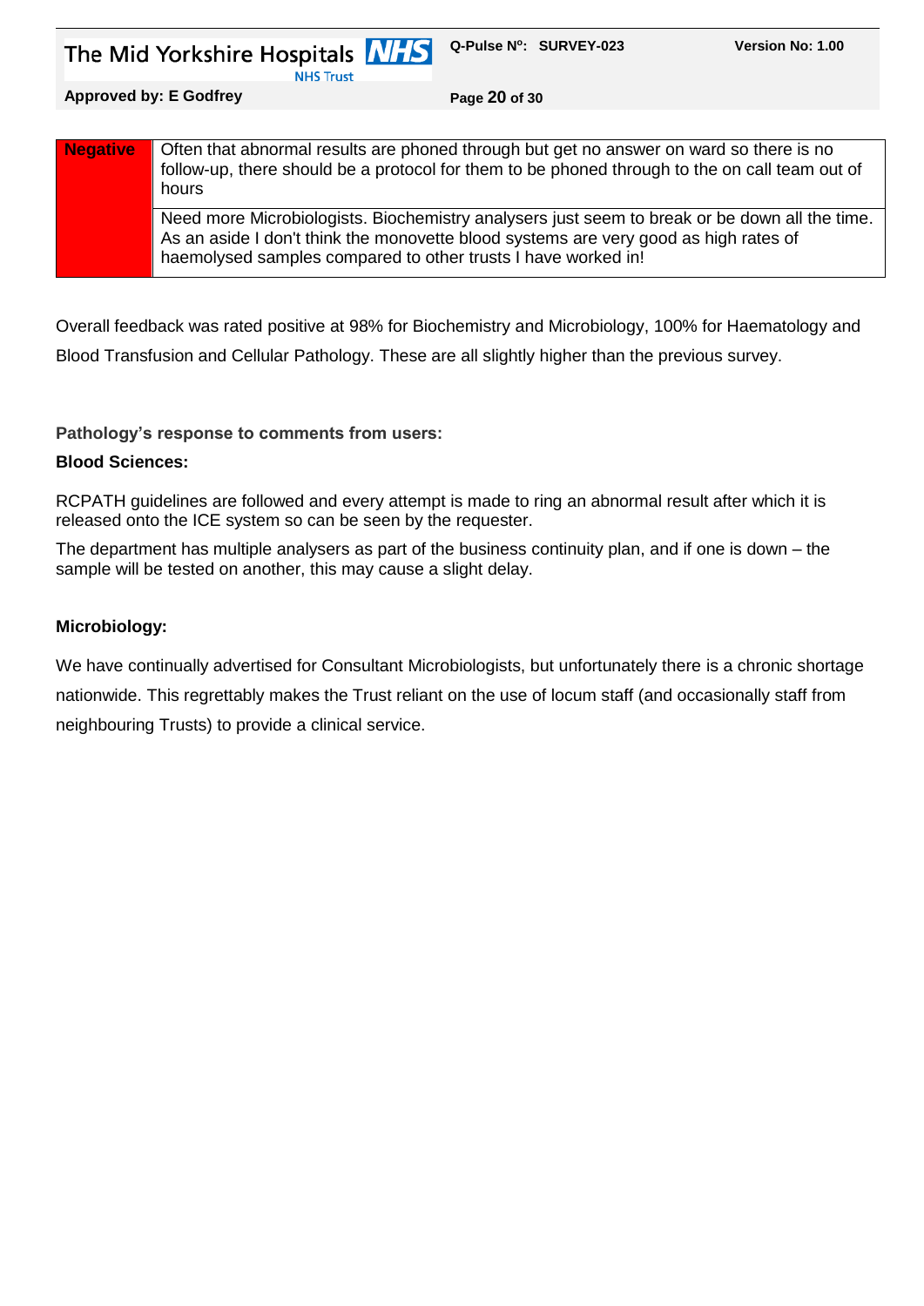| Negative | Often that abnormal results are phoned through but get no answer on ward so there is no follow-up, there should be a protocol for them to be phoned through to the on call team out of hours |
| --- | --- |
| | Need more Microbiologists. Biochemistry analysers just seem to break or be down all the time. As an aside I don't think the monovette blood systems are very good as high rates of haemolysed samples compared to other trusts I have worked in! |

Overall feedback was rated positive at 98% for Biochemistry and Microbiology, 100% for Haematology and Blood Transfusion and Cellular Pathology. These are all slightly higher than the previous survey.

**Pathology's response to comments from users:**

**Blood Sciences:**

RCPATH guidelines are followed and every attempt is made to ring an abnormal result after which it is released onto the ICE system so can be seen by the requester.

The department has multiple analysers as part of the business continuity plan, and if one is down – the sample will be tested on another, this may cause a slight delay.

**Microbiology:**

We have continually advertised for Consultant Microbiologists, but unfortunately there is a chronic shortage nationwide. This regrettably makes the Trust reliant on the use of locum staff (and occasionally staff from neighbouring Trusts) to provide a clinical service.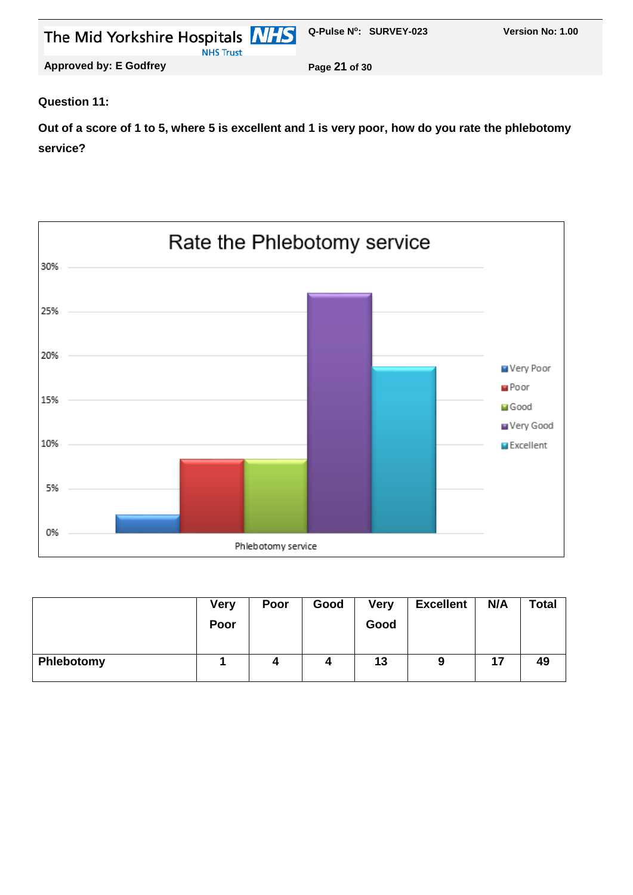**Question 11:**

**Out of a score of 1 to 5, where 5 is excellent and 1 is very poor, how do you rate the phlebotomy service?**

| | Very Poor | Poor | Good | Very Good | Excellent | N/A | Total |
|---|---|---|---|---|---|---|---|
| **Phlebotomy** | **1** | **4** | **4** | **13** | **9** | **17** | **49** |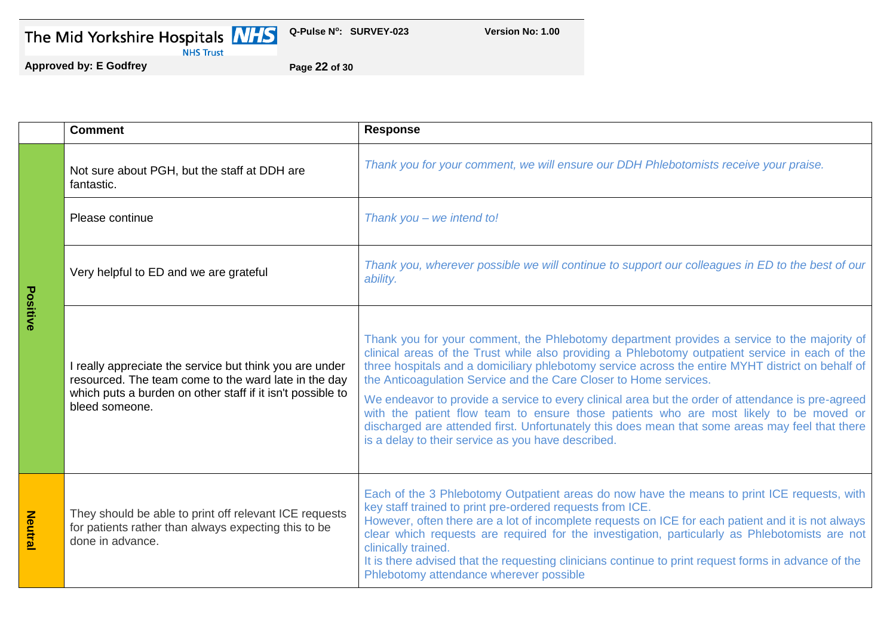| | Comment | Response |
|---|---|---|
| Positive | Not sure about PGH, but the staff at DDH are fantastic. | *Thank you for your comment, we will ensure our DDH Phlebotomists receive your praise.* |
| | Please continue | *Thank you – we intend to!* |
| | Very helpful to ED and we are grateful | *Thank you, wherever possible we will continue to support our colleagues in ED to the best of our ability.* |
| | I really appreciate the service but think you are under resourced. The team come to the ward late in the day which puts a burden on other staff if it isn't possible to bleed someone. | Thank you for your comment, the Phlebotomy department provides a service to the majority of clinical areas of the Trust while also providing a Phlebotomy outpatient service in each of the three hospitals and a domiciliary phlebotomy service across the entire MYHT district on behalf of the Anticoagulation Service and the Care Closer to Home services.<br><br>We endeavor to provide a service to every clinical area but the order of attendance is pre-agreed with the patient flow team to ensure those patients who are most likely to be moved or discharged are attended first. Unfortunately this does mean that some areas may feel that there is a delay to their service as you have described. |
| Neutral | They should be able to print off relevant ICE requests for patients rather than always expecting this to be done in advance. | Each of the 3 Phlebotomy Outpatient areas do now have the means to print ICE requests, with key staff trained to print pre-ordered requests from ICE.<br>However, often there are a lot of incomplete requests on ICE for each patient and it is not always clear which requests are required for the investigation, particularly as Phlebotomists are not clinically trained.<br>It is there advised that the requesting clinicians continue to print request forms in advance of the Phlebotomy attendance wherever possible |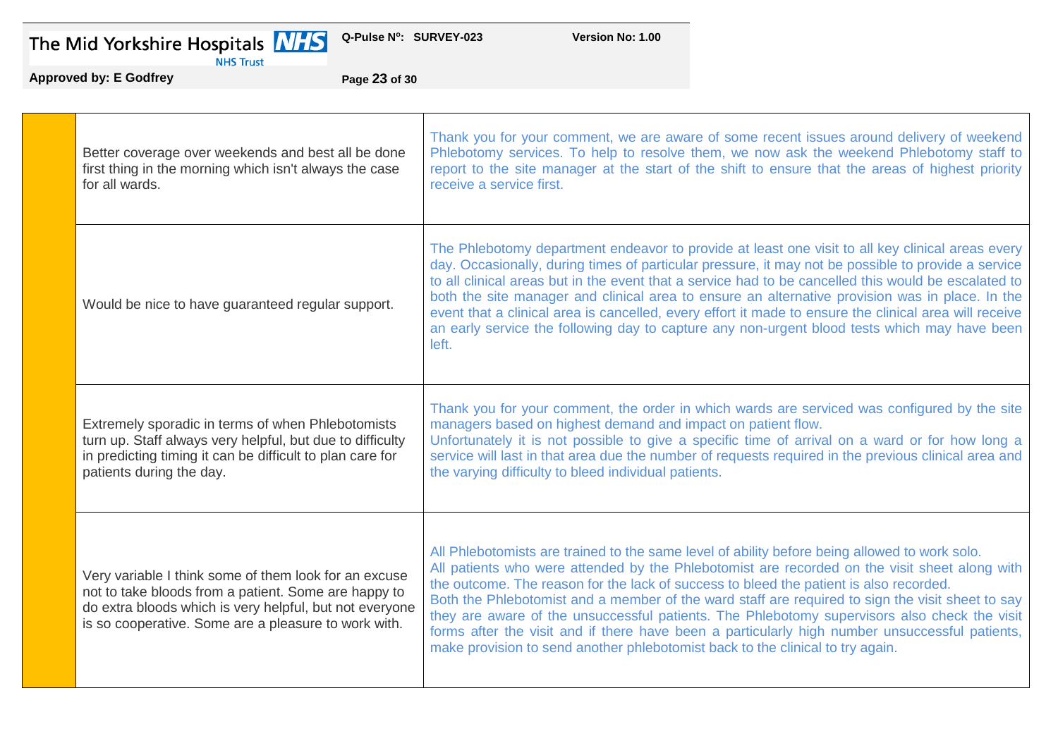| | | |
|---|---|---|
| | Better coverage over weekends and best all be done first thing in the morning which isn't always the case for all wards. | Thank you for your comment, we are aware of some recent issues around delivery of weekend Phlebotomy services. To help to resolve them, we now ask the weekend Phlebotomy staff to report to the site manager at the start of the shift to ensure that the areas of highest priority receive a service first. |
| | Would be nice to have guaranteed regular support. | The Phlebotomy department endeavor to provide at least one visit to all key clinical areas every day. Occasionally, during times of particular pressure, it may not be possible to provide a service to all clinical areas but in the event that a service had to be cancelled this would be escalated to both the site manager and clinical area to ensure an alternative provision was in place. In the event that a clinical area is cancelled, every effort it made to ensure the clinical area will receive an early service the following day to capture any non-urgent blood tests which may have been left. |
| | Extremely sporadic in terms of when Phlebotomists turn up. Staff always very helpful, but due to difficulty in predicting timing it can be difficult to plan care for patients during the day. | Thank you for your comment, the order in which wards are serviced was configured by the site managers based on highest demand and impact on patient flow.<br>Unfortunately it is not possible to give a specific time of arrival on a ward or for how long a service will last in that area due the number of requests required in the previous clinical area and the varying difficulty to bleed individual patients. |
| | Very variable I think some of them look for an excuse not to take bloods from a patient. Some are happy to do extra bloods which is very helpful, but not everyone is so cooperative. Some are a pleasure to work with. | All Phlebotomists are trained to the same level of ability before being allowed to work solo.<br>All patients who were attended by the Phlebotomist are recorded on the visit sheet along with the outcome. The reason for the lack of success to bleed the patient is also recorded.<br>Both the Phlebotomist and a member of the ward staff are required to sign the visit sheet to say they are aware of the unsuccessful patients. The Phlebotomy supervisors also check the visit forms after the visit and if there have been a particularly high number unsuccessful patients, make provision to send another phlebotomist back to the clinical to try again. |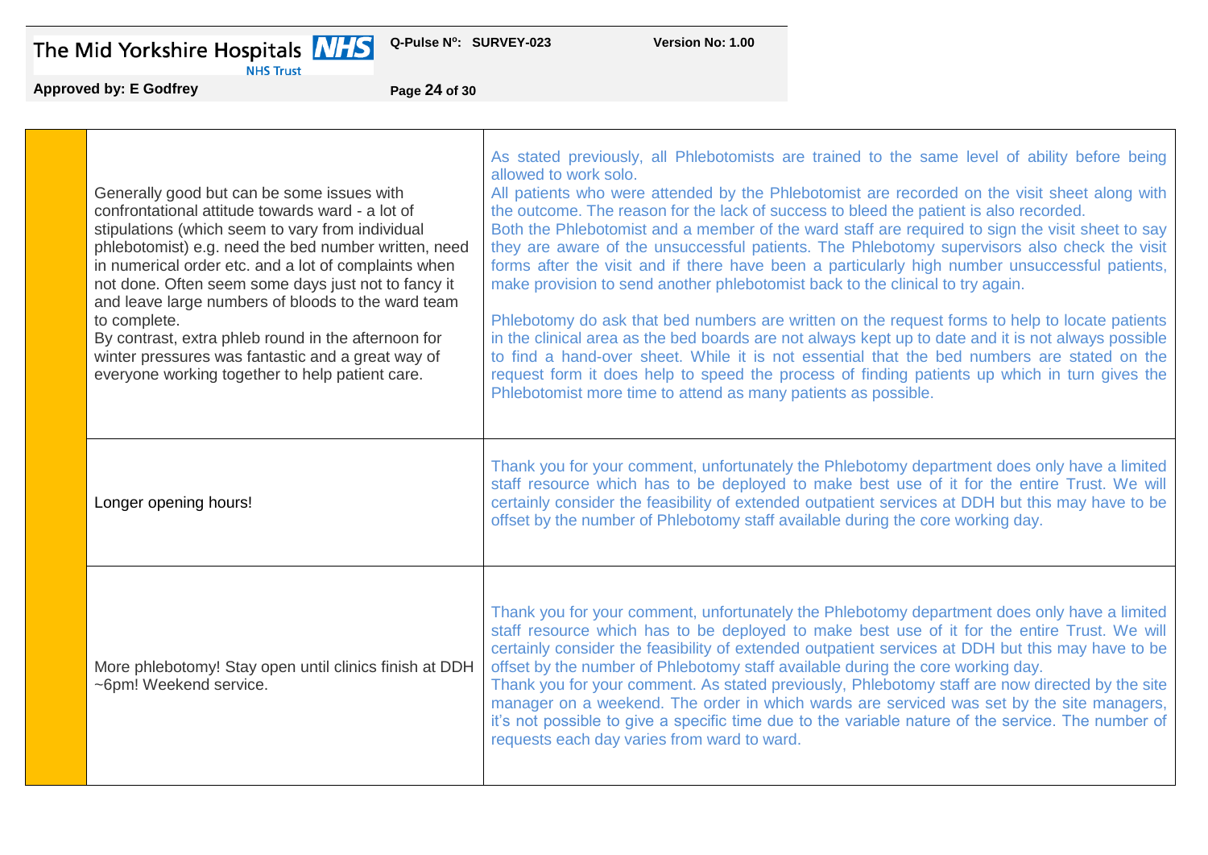| | | |
|---|---|---|
| | Generally good but can be some issues with confrontational attitude towards ward - a lot of stipulations (which seem to vary from individual phlebotomist) e.g. need the bed number written, need in numerical order etc. and a lot of complaints when not done. Often seem some days just not to fancy it and leave large numbers of bloods to the ward team to complete.<br>By contrast, extra phleb round in the afternoon for winter pressures was fantastic and a great way of everyone working together to help patient care. | As stated previously, all Phlebotomists are trained to the same level of ability before being allowed to work solo.<br>All patients who were attended by the Phlebotomist are recorded on the visit sheet along with the outcome. The reason for the lack of success to bleed the patient is also recorded.<br>Both the Phlebotomist and a member of the ward staff are required to sign the visit sheet to say they are aware of the unsuccessful patients. The Phlebotomy supervisors also check the visit forms after the visit and if there have been a particularly high number unsuccessful patients, make provision to send another phlebotomist back to the clinical to try again.<br><br>Phlebotomy do ask that bed numbers are written on the request forms to help to locate patients in the clinical area as the bed boards are not always kept up to date and it is not always possible to find a hand-over sheet. While it is not essential that the bed numbers are stated on the request form it does help to speed the process of finding patients up which in turn gives the Phlebotomist more time to attend as many patients as possible. |
| | Longer opening hours! | Thank you for your comment, unfortunately the Phlebotomy department does only have a limited staff resource which has to be deployed to make best use of it for the entire Trust. We will certainly consider the feasibility of extended outpatient services at DDH but this may have to be offset by the number of Phlebotomy staff available during the core working day. |
| | More phlebotomy! Stay open until clinics finish at DDH ~6pm! Weekend service. | Thank you for your comment, unfortunately the Phlebotomy department does only have a limited staff resource which has to be deployed to make best use of it for the entire Trust. We will certainly consider the feasibility of extended outpatient services at DDH but this may have to be offset by the number of Phlebotomy staff available during the core working day.<br>Thank you for your comment. As stated previously, Phlebotomy staff are now directed by the site manager on a weekend. The order in which wards are serviced was set by the site managers, it's not possible to give a specific time due to the variable nature of the service. The number of requests each day varies from ward to ward. |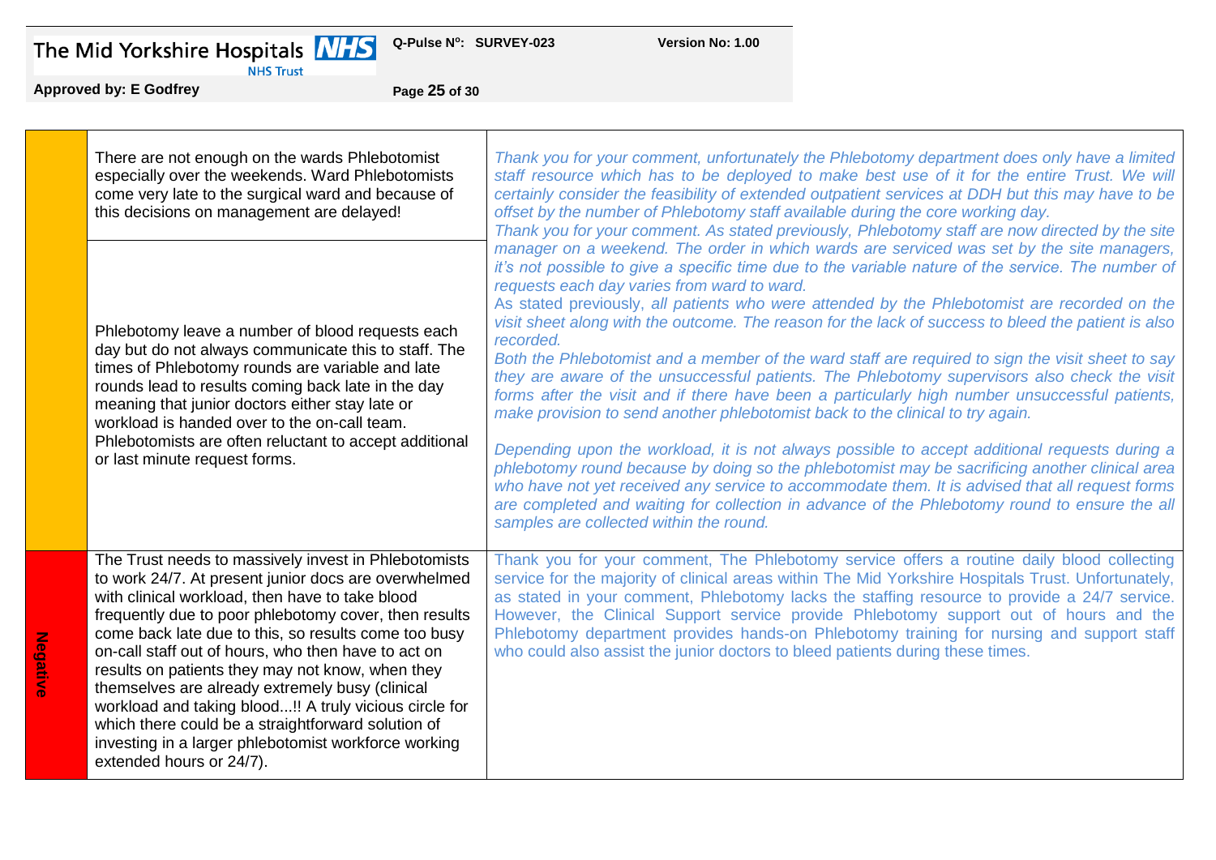| | Comment | Response |
|---|---|---|
| | There are not enough on the wards Phlebotomist especially over the weekends. Ward Phlebotomists come very late to the surgical ward and because of this decisions on management are delayed! | *Thank you for your comment, unfortunately the Phlebotomy department does only have a limited staff resource which has to be deployed to make best use of it for the entire Trust. We will certainly consider the feasibility of extended outpatient services at DDH but this may have to be offset by the number of Phlebotomy staff available during the core working day.* *Thank you for your comment. As stated previously, Phlebotomy staff are now directed by the site manager on a weekend. The order in which wards are serviced was set by the site managers, it's not possible to give a specific time due to the variable nature of the service. The number of requests each day varies from ward to ward.* |
| | Phlebotomy leave a number of blood requests each day but do not always communicate this to staff. The times of Phlebotomy rounds are variable and late rounds lead to results coming back late in the day meaning that junior doctors either stay late or workload is handed over to the on-call team. Phlebotomists are often reluctant to accept additional or last minute request forms. | *As stated previously, all patients who were attended by the Phlebotomist are recorded on the visit sheet along with the outcome. The reason for the lack of success to bleed the patient is also recorded.* *Both the Phlebotomist and a member of the ward staff are required to sign the visit sheet to say they are aware of the unsuccessful patients. The Phlebotomy supervisors also check the visit forms after the visit and if there have been a particularly high number unsuccessful patients, make provision to send another phlebotomist back to the clinical to try again.* *Depending upon the workload, it is not always possible to accept additional requests during a phlebotomy round because by doing so the phlebotomist may be sacrificing another clinical area who have not yet received any service to accommodate them. It is advised that all request forms are completed and waiting for collection in advance of the Phlebotomy round to ensure the all samples are collected within the round.* |
| Negative | The Trust needs to massively invest in Phlebotomists to work 24/7. At present junior docs are overwhelmed with clinical workload, then have to take blood frequently due to poor phlebotomy cover, then results come back late due to this, so results come too busy on-call staff out of hours, who then have to act on results on patients they may not know, when they themselves are already extremely busy (clinical workload and taking blood...!! A truly vicious circle for which there could be a straightforward solution of investing in a larger phlebotomist workforce working extended hours or 24/7). | Thank you for your comment, The Phlebotomy service offers a routine daily blood collecting service for the majority of clinical areas within The Mid Yorkshire Hospitals Trust. Unfortunately, as stated in your comment, Phlebotomy lacks the staffing resource to provide a 24/7 service. However, the Clinical Support service provide Phlebotomy support out of hours and the Phlebotomy department provides hands-on Phlebotomy training for nursing and support staff who could also assist the junior doctors to bleed patients during these times. |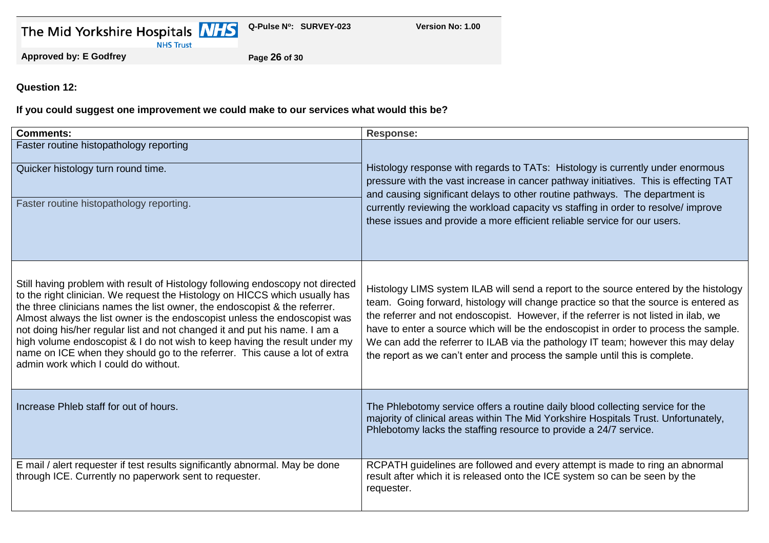**Question 12:**

**If you could suggest one improvement we could make to our services what would this be?**

| Comments: | Response: |
|---|---|
| Faster routine histopathology reporting | Histology response with regards to TATs: Histology is currently under enormous pressure with the vast increase in cancer pathway initiatives. This is effecting TAT and causing significant delays to other routine pathways. The department is currently reviewing the workload capacity vs staffing in order to resolve/ improve these issues and provide a more efficient reliable service for our users. |
| Quicker histology turn round time. | |
| Faster routine histopathology reporting. | |
| Still having problem with result of Histology following endoscopy not directed to the right clinician. We request the Histology on HICCS which usually has the three clinicians names the list owner, the endoscopist & the referrer. Almost always the list owner is the endoscopist unless the endoscopist was not doing his/her regular list and not changed it and put his name. I am a high volume endoscopist & I do not wish to keep having the result under my name on ICE when they should go to the referrer. This cause a lot of extra admin work which I could do without. | Histology LIMS system ILAB will send a report to the source entered by the histology team. Going forward, histology will change practice so that the source is entered as the referrer and not endoscopist. However, if the referrer is not listed in ilab, we have to enter a source which will be the endoscopist in order to process the sample. We can add the referrer to ILAB via the pathology IT team; however this may delay the report as we can't enter and process the sample until this is complete. |
| Increase Phleb staff for out of hours. | The Phlebotomy service offers a routine daily blood collecting service for the majority of clinical areas within The Mid Yorkshire Hospitals Trust. Unfortunately, Phlebotomy lacks the staffing resource to provide a 24/7 service. |
| E mail / alert requester if test results significantly abnormal. May be done through ICE. Currently no paperwork sent to requester. | RCPATH guidelines are followed and every attempt is made to ring an abnormal result after which it is released onto the ICE system so can be seen by the requester. |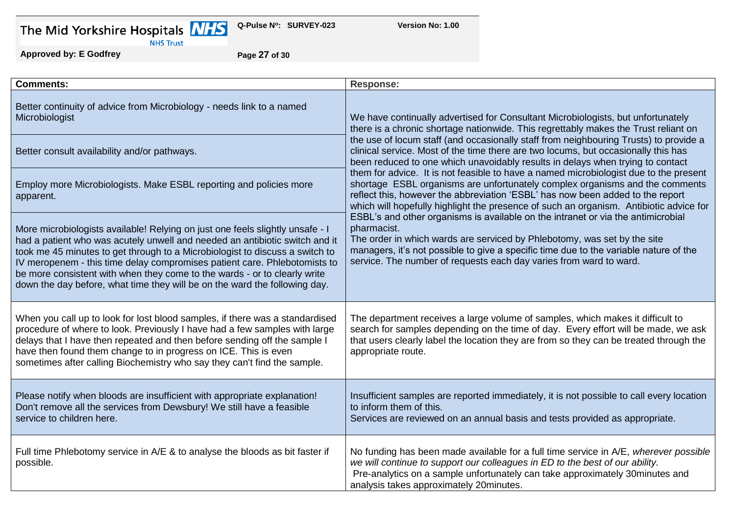| Comments: | Response: |
|---|---|
| Better continuity of advice from Microbiology - needs link to a named Microbiologist<br><br>Better consult availability and/or pathways.<br><br>Employ more Microbiologists. Make ESBL reporting and policies more apparent.<br><br>More microbiologists available! Relying on just one feels slightly unsafe - I had a patient who was acutely unwell and needed an antibiotic switch and it took me 45 minutes to get through to a Microbiologist to discuss a switch to IV meropenem - this time delay compromises patient care. Phlebotomists to be more consistent with when they come to the wards - or to clearly write down the day before, what time they will be on the ward the following day. | We have continually advertised for Consultant Microbiologists, but unfortunately there is a chronic shortage nationwide. This regrettably makes the Trust reliant on the use of locum staff (and occasionally staff from neighbouring Trusts) to provide a clinical service. Most of the time there are two locums, but occasionally this has been reduced to one which unavoidably results in delays when trying to contact them for advice. It is not feasible to have a named microbiologist due to the present shortage ESBL organisms are unfortunately complex organisms and the comments reflect this, however the abbreviation 'ESBL' has now been added to the report which will hopefully highlight the presence of such an organism. Antibiotic advice for ESBL's and other organisms is available on the intranet or via the antimicrobial pharmacist.<br>The order in which wards are serviced by Phlebotomy, was set by the site managers, it's not possible to give a specific time due to the variable nature of the service. The number of requests each day varies from ward to ward. |
| When you call up to look for lost blood samples, if there was a standardised procedure of where to look. Previously I have had a few samples with large delays that I have then repeated and then before sending off the sample I have then found them change to in progress on ICE. This is even sometimes after calling Biochemistry who say they can't find the sample. | The department receives a large volume of samples, which makes it difficult to search for samples depending on the time of day. Every effort will be made, we ask that users clearly label the location they are from so they can be treated through the appropriate route. |
| Please notify when bloods are insufficient with appropriate explanation! Don't remove all the services from Dewsbury! We still have a feasible service to children here. | Insufficient samples are reported immediately, it is not possible to call every location to inform them of this.<br>Services are reviewed on an annual basis and tests provided as appropriate. |
| Full time Phlebotomy service in A/E & to analyse the bloods as bit faster if possible. | No funding has been made available for a full time service in A/E, *wherever possible we will continue to support our colleagues in ED to the best of our ability.*<br>Pre-analytics on a sample unfortunately can take approximately 30minutes and analysis takes approximately 20minutes. |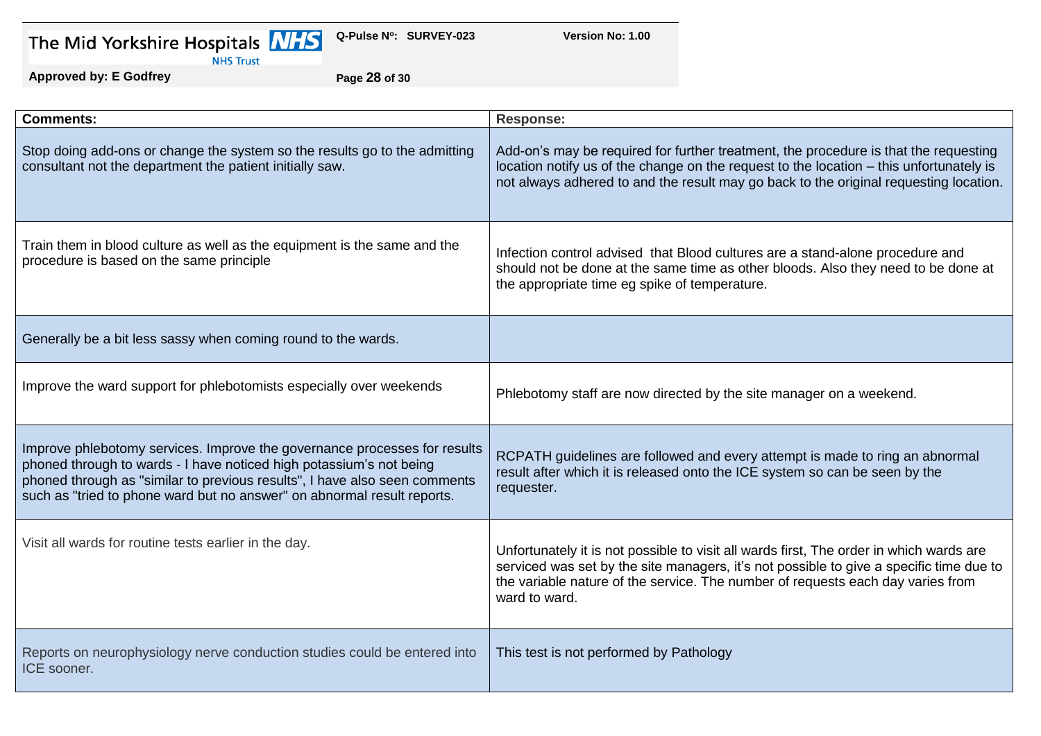| Comments: | Response: |
| --- | --- |
| Stop doing add-ons or change the system so the results go to the admitting consultant not the department the patient initially saw. | Add-on's may be required for further treatment, the procedure is that the requesting location notify us of the change on the request to the location – this unfortunately is not always adhered to and the result may go back to the original requesting location. |
| Train them in blood culture as well as the equipment is the same and the procedure is based on the same principle | Infection control advised that Blood cultures are a stand-alone procedure and should not be done at the same time as other bloods. Also they need to be done at the appropriate time eg spike of temperature. |
| Generally be a bit less sassy when coming round to the wards. | |
| Improve the ward support for phlebotomists especially over weekends | Phlebotomy staff are now directed by the site manager on a weekend. |
| Improve phlebotomy services. Improve the governance processes for results phoned through to wards - I have noticed high potassium's not being phoned through as "similar to previous results", I have also seen comments such as "tried to phone ward but no answer" on abnormal result reports. | RCPATH guidelines are followed and every attempt is made to ring an abnormal result after which it is released onto the ICE system so can be seen by the requester. |
| Visit all wards for routine tests earlier in the day. | Unfortunately it is not possible to visit all wards first, The order in which wards are serviced was set by the site managers, it's not possible to give a specific time due to the variable nature of the service. The number of requests each day varies from ward to ward. |
| Reports on neurophysiology nerve conduction studies could be entered into ICE sooner. | This test is not performed by Pathology |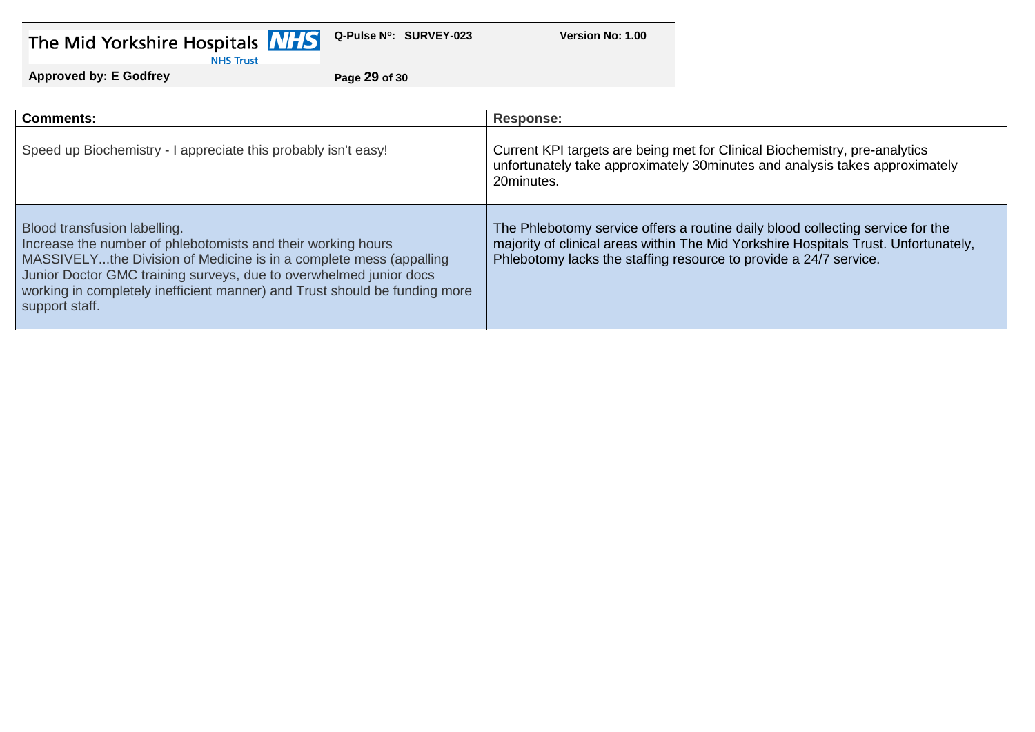| Comments: | Response: |
|---|---|
| Speed up Biochemistry - I appreciate this probably isn't easy! | Current KPI targets are being met for Clinical Biochemistry, pre-analytics unfortunately take approximately 30minutes and analysis takes approximately 20minutes. |
| Blood transfusion labelling.<br>Increase the number of phlebotomists and their working hours MASSIVELY...the Division of Medicine is in a complete mess (appalling Junior Doctor GMC training surveys, due to overwhelmed junior docs working in completely inefficient manner) and Trust should be funding more support staff. | The Phlebotomy service offers a routine daily blood collecting service for the majority of clinical areas within The Mid Yorkshire Hospitals Trust. Unfortunately, Phlebotomy lacks the staffing resource to provide a 24/7 service. |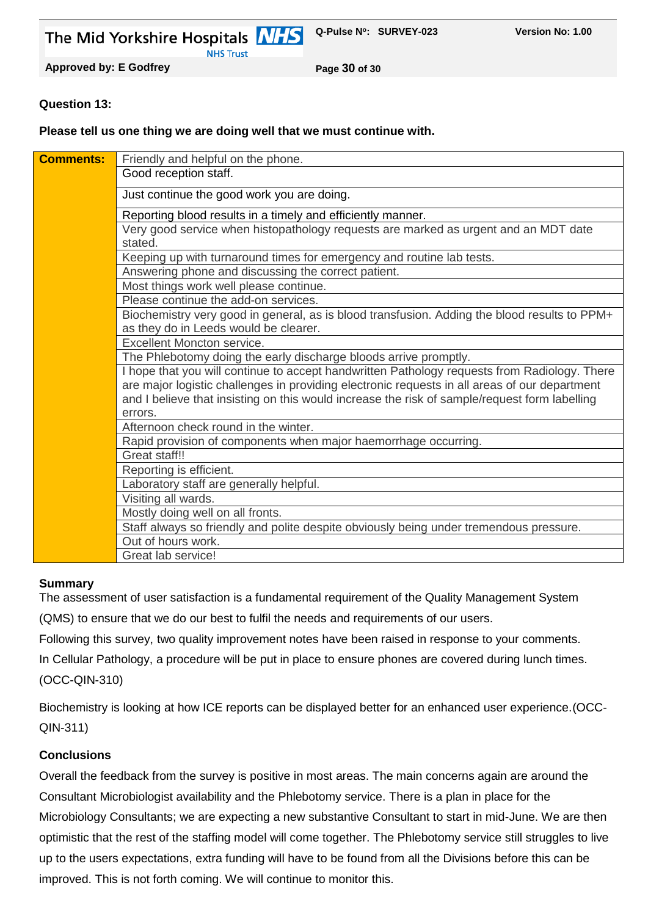**Question 13:**

**Please tell us one thing we are doing well that we must continue with.**

| | |
|---|---|
| **Comments:** | Friendly and helpful on the phone. |
| | Good reception staff. |
| | Just continue the good work you are doing. |
| | Reporting blood results in a timely and efficiently manner. |
| | Very good service when histopathology requests are marked as urgent and an MDT date stated. |
| | Keeping up with turnaround times for emergency and routine lab tests. |
| | Answering phone and discussing the correct patient. |
| | Most things work well please continue. |
| | Please continue the add-on services. |
| | Biochemistry very good in general, as is blood transfusion. Adding the blood results to PPM+ as they do in Leeds would be clearer. |
| | Excellent Moncton service. |
| | The Phlebotomy doing the early discharge bloods arrive promptly. |
| | I hope that you will continue to accept handwritten Pathology requests from Radiology. There are major logistic challenges in providing electronic requests in all areas of our department and I believe that insisting on this would increase the risk of sample/request form labelling errors. |
| | Afternoon check round in the winter. |
| | Rapid provision of components when major haemorrhage occurring. |
| | Great staff!! |
| | Reporting is efficient. |
| | Laboratory staff are generally helpful. |
| | Visiting all wards. |
| | Mostly doing well on all fronts. |
| | Staff always so friendly and polite despite obviously being under tremendous pressure. |
| | Out of hours work. |
| | Great lab service! |

**Summary**

The assessment of user satisfaction is a fundamental requirement of the Quality Management System (QMS) to ensure that we do our best to fulfil the needs and requirements of our users.

Following this survey, two quality improvement notes have been raised in response to your comments.

In Cellular Pathology, a procedure will be put in place to ensure phones are covered during lunch times. (OCC-QIN-310)

Biochemistry is looking at how ICE reports can be displayed better for an enhanced user experience.(OCC-QIN-311)

**Conclusions**

Overall the feedback from the survey is positive in most areas. The main concerns again are around the Consultant Microbiologist availability and the Phlebotomy service. There is a plan in place for the Microbiology Consultants; we are expecting a new substantive Consultant to start in mid-June. We are then optimistic that the rest of the staffing model will come together. The Phlebotomy service still struggles to live up to the users expectations, extra funding will have to be found from all the Divisions before this can be improved. This is not forth coming. We will continue to monitor this.